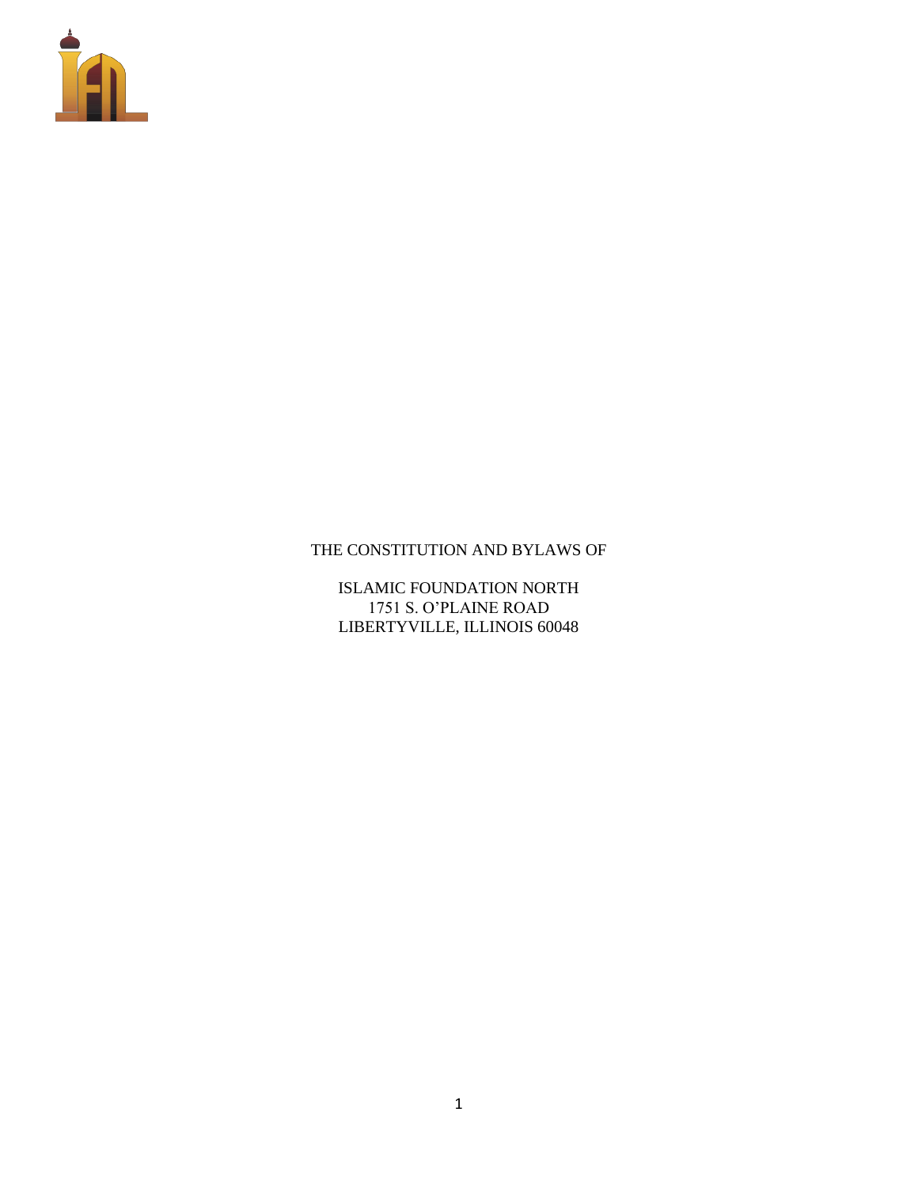# THE CONSTITUTION AND BYLAWS OF

ISLAMIC FOUNDATION NORTH
1751 S. O'PLAINE ROAD
LIBERTYVILLE, ILLINOIS 60048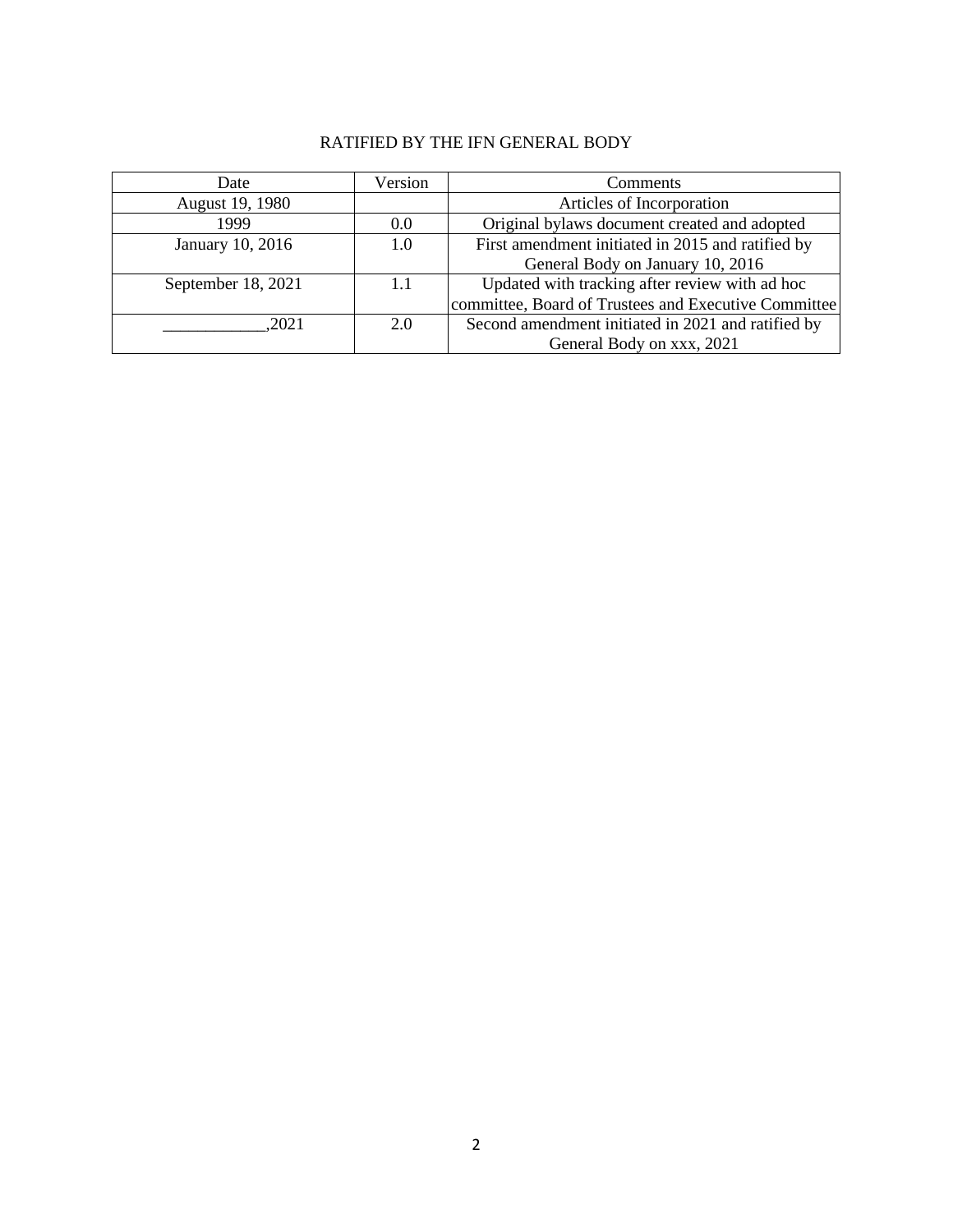RATIFIED BY THE IFN GENERAL BODY

| Date | Version | Comments |
|---|---|---|
| August 19, 1980 | | Articles of Incorporation |
| 1999 | 0.0 | Original bylaws document created and adopted |
| January 10, 2016 | 1.0 | First amendment initiated in 2015 and ratified by General Body on January 10, 2016 |
| September 18, 2021 | 1.1 | Updated with tracking after review with ad hoc committee, Board of Trustees and Executive Committee |
| ____________,2021 | 2.0 | Second amendment initiated in 2021 and ratified by General Body on xxx, 2021 |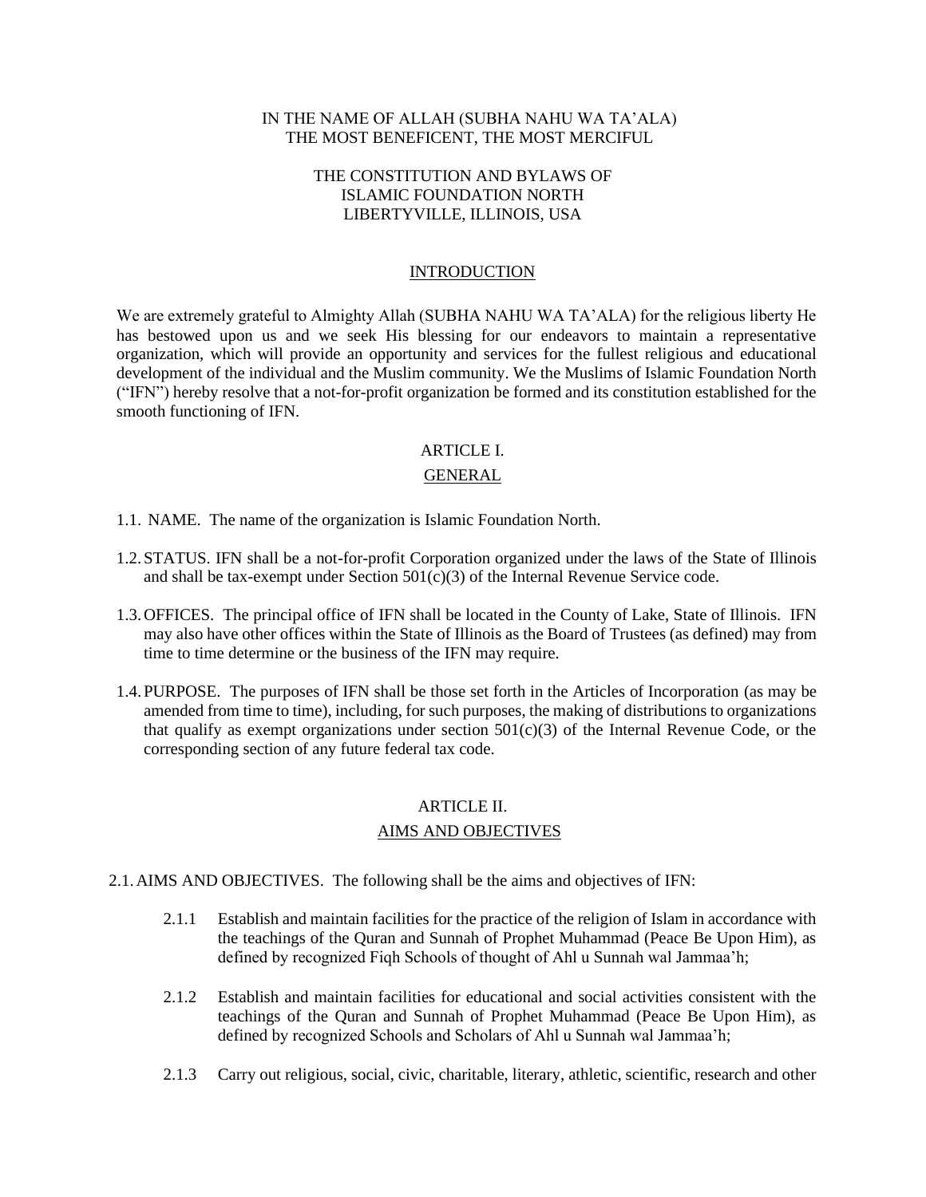IN THE NAME OF ALLAH (SUBHA NAHU WA TA'ALA)
THE MOST BENEFICENT, THE MOST MERCIFUL

# THE CONSTITUTION AND BYLAWS OF ISLAMIC FOUNDATION NORTH LIBERTYVILLE, ILLINOIS, USA

## INTRODUCTION

We are extremely grateful to Almighty Allah (SUBHA NAHU WA TA'ALA) for the religious liberty He has bestowed upon us and we seek His blessing for our endeavors to maintain a representative organization, which will provide an opportunity and services for the fullest religious and educational development of the individual and the Muslim community. We the Muslims of Islamic Foundation North ("IFN") hereby resolve that a not-for-profit organization be formed and its constitution established for the smooth functioning of IFN.

## ARTICLE I.
## GENERAL

1.1. NAME. The name of the organization is Islamic Foundation North.

1.2. STATUS. IFN shall be a not-for-profit Corporation organized under the laws of the State of Illinois and shall be tax-exempt under Section 501(c)(3) of the Internal Revenue Service code.

1.3. OFFICES. The principal office of IFN shall be located in the County of Lake, State of Illinois. IFN may also have other offices within the State of Illinois as the Board of Trustees (as defined) may from time to time determine or the business of the IFN may require.

1.4. PURPOSE. The purposes of IFN shall be those set forth in the Articles of Incorporation (as may be amended from time to time), including, for such purposes, the making of distributions to organizations that qualify as exempt organizations under section 501(c)(3) of the Internal Revenue Code, or the corresponding section of any future federal tax code.

## ARTICLE II.
## AIMS AND OBJECTIVES

2.1. AIMS AND OBJECTIVES. The following shall be the aims and objectives of IFN:

2.1.1 Establish and maintain facilities for the practice of the religion of Islam in accordance with the teachings of the Quran and Sunnah of Prophet Muhammad (Peace Be Upon Him), as defined by recognized Fiqh Schools of thought of Ahl u Sunnah wal Jammaa'h;

2.1.2 Establish and maintain facilities for educational and social activities consistent with the teachings of the Quran and Sunnah of Prophet Muhammad (Peace Be Upon Him), as defined by recognized Schools and Scholars of Ahl u Sunnah wal Jammaa'h;

2.1.3 Carry out religious, social, civic, charitable, literary, athletic, scientific, research and other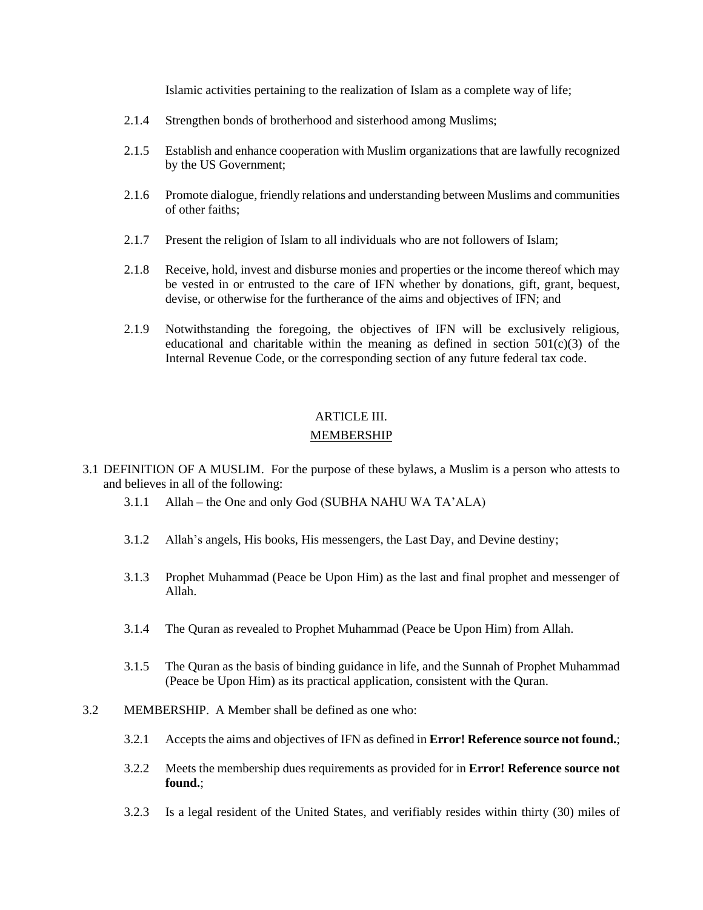Islamic activities pertaining to the realization of Islam as a complete way of life;

2.1.4 Strengthen bonds of brotherhood and sisterhood among Muslims;

2.1.5 Establish and enhance cooperation with Muslim organizations that are lawfully recognized by the US Government;

2.1.6 Promote dialogue, friendly relations and understanding between Muslims and communities of other faiths;

2.1.7 Present the religion of Islam to all individuals who are not followers of Islam;

2.1.8 Receive, hold, invest and disburse monies and properties or the income thereof which may be vested in or entrusted to the care of IFN whether by donations, gift, grant, bequest, devise, or otherwise for the furtherance of the aims and objectives of IFN; and

2.1.9 Notwithstanding the foregoing, the objectives of IFN will be exclusively religious, educational and charitable within the meaning as defined in section 501(c)(3) of the Internal Revenue Code, or the corresponding section of any future federal tax code.

## ARTICLE III.

## MEMBERSHIP

3.1 DEFINITION OF A MUSLIM. For the purpose of these bylaws, a Muslim is a person who attests to and believes in all of the following:

3.1.1 Allah – the One and only God (SUBHA NAHU WA TA'ALA)

3.1.2 Allah's angels, His books, His messengers, the Last Day, and Devine destiny;

3.1.3 Prophet Muhammad (Peace be Upon Him) as the last and final prophet and messenger of Allah.

3.1.4 The Quran as revealed to Prophet Muhammad (Peace be Upon Him) from Allah.

3.1.5 The Quran as the basis of binding guidance in life, and the Sunnah of Prophet Muhammad (Peace be Upon Him) as its practical application, consistent with the Quran.

3.2 MEMBERSHIP. A Member shall be defined as one who:

3.2.1 Accepts the aims and objectives of IFN as defined in **Error! Reference source not found.**;

3.2.2 Meets the membership dues requirements as provided for in **Error! Reference source not found.**;

3.2.3 Is a legal resident of the United States, and verifiably resides within thirty (30) miles of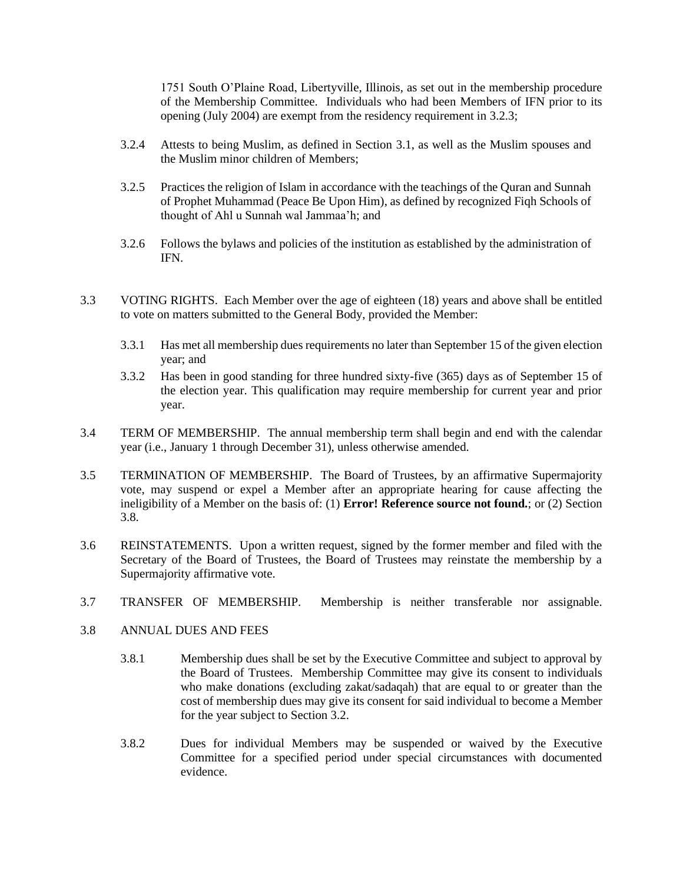1751 South O'Plaine Road, Libertyville, Illinois, as set out in the membership procedure of the Membership Committee. Individuals who had been Members of IFN prior to its opening (July 2004) are exempt from the residency requirement in 3.2.3;

3.2.4 Attests to being Muslim, as defined in Section 3.1, as well as the Muslim spouses and the Muslim minor children of Members;

3.2.5 Practices the religion of Islam in accordance with the teachings of the Quran and Sunnah of Prophet Muhammad (Peace Be Upon Him), as defined by recognized Fiqh Schools of thought of Ahl u Sunnah wal Jammaa'h; and

3.2.6 Follows the bylaws and policies of the institution as established by the administration of IFN.

3.3 VOTING RIGHTS. Each Member over the age of eighteen (18) years and above shall be entitled to vote on matters submitted to the General Body, provided the Member:

3.3.1 Has met all membership dues requirements no later than September 15 of the given election year; and

3.3.2 Has been in good standing for three hundred sixty-five (365) days as of September 15 of the election year. This qualification may require membership for current year and prior year.

3.4 TERM OF MEMBERSHIP. The annual membership term shall begin and end with the calendar year (i.e., January 1 through December 31), unless otherwise amended.

3.5 TERMINATION OF MEMBERSHIP. The Board of Trustees, by an affirmative Supermajority vote, may suspend or expel a Member after an appropriate hearing for cause affecting the ineligibility of a Member on the basis of: (1) **Error! Reference source not found.**; or (2) Section 3.8.

3.6 REINSTATEMENTS. Upon a written request, signed by the former member and filed with the Secretary of the Board of Trustees, the Board of Trustees may reinstate the membership by a Supermajority affirmative vote.

3.7 TRANSFER OF MEMBERSHIP. Membership is neither transferable nor assignable.

3.8 ANNUAL DUES AND FEES

3.8.1 Membership dues shall be set by the Executive Committee and subject to approval by the Board of Trustees. Membership Committee may give its consent to individuals who make donations (excluding zakat/sadaqah) that are equal to or greater than the cost of membership dues may give its consent for said individual to become a Member for the year subject to Section 3.2.

3.8.2 Dues for individual Members may be suspended or waived by the Executive Committee for a specified period under special circumstances with documented evidence.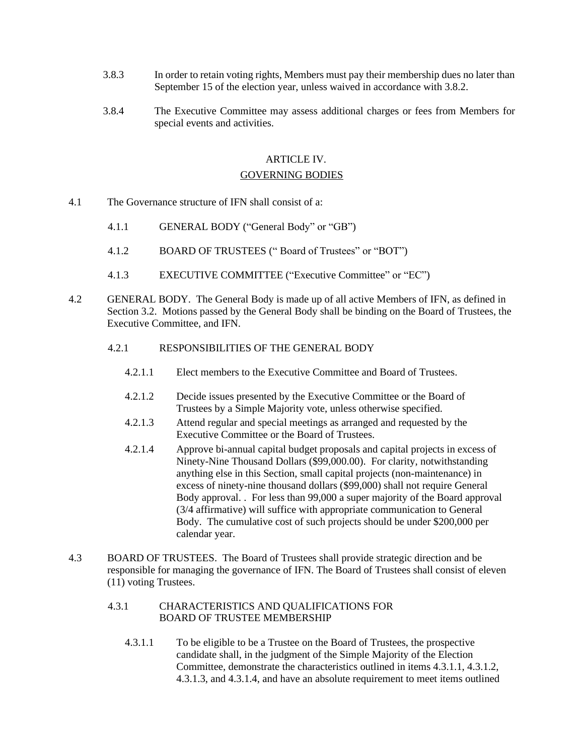3.8.3 In order to retain voting rights, Members must pay their membership dues no later than September 15 of the election year, unless waived in accordance with 3.8.2.

3.8.4 The Executive Committee may assess additional charges or fees from Members for special events and activities.

## ARTICLE IV.

## GOVERNING BODIES

4.1 The Governance structure of IFN shall consist of a:

4.1.1 GENERAL BODY ("General Body" or "GB")

4.1.2 BOARD OF TRUSTEES (" Board of Trustees" or "BOT")

4.1.3 EXECUTIVE COMMITTEE ("Executive Committee" or "EC")

4.2 GENERAL BODY. The General Body is made up of all active Members of IFN, as defined in Section 3.2. Motions passed by the General Body shall be binding on the Board of Trustees, the Executive Committee, and IFN.

4.2.1 RESPONSIBILITIES OF THE GENERAL BODY

4.2.1.1 Elect members to the Executive Committee and Board of Trustees.

4.2.1.2 Decide issues presented by the Executive Committee or the Board of Trustees by a Simple Majority vote, unless otherwise specified.

4.2.1.3 Attend regular and special meetings as arranged and requested by the Executive Committee or the Board of Trustees.

4.2.1.4 Approve bi-annual capital budget proposals and capital projects in excess of Ninety-Nine Thousand Dollars ($99,000.00). For clarity, notwithstanding anything else in this Section, small capital projects (non-maintenance) in excess of ninety-nine thousand dollars ($99,000) shall not require General Body approval. . For less than 99,000 a super majority of the Board approval (3/4 affirmative) will suffice with appropriate communication to General Body. The cumulative cost of such projects should be under $200,000 per calendar year.

4.3 BOARD OF TRUSTEES. The Board of Trustees shall provide strategic direction and be responsible for managing the governance of IFN. The Board of Trustees shall consist of eleven (11) voting Trustees.

4.3.1 CHARACTERISTICS AND QUALIFICATIONS FOR BOARD OF TRUSTEE MEMBERSHIP

4.3.1.1 To be eligible to be a Trustee on the Board of Trustees, the prospective candidate shall, in the judgment of the Simple Majority of the Election Committee, demonstrate the characteristics outlined in items 4.3.1.1, 4.3.1.2, 4.3.1.3, and 4.3.1.4, and have an absolute requirement to meet items outlined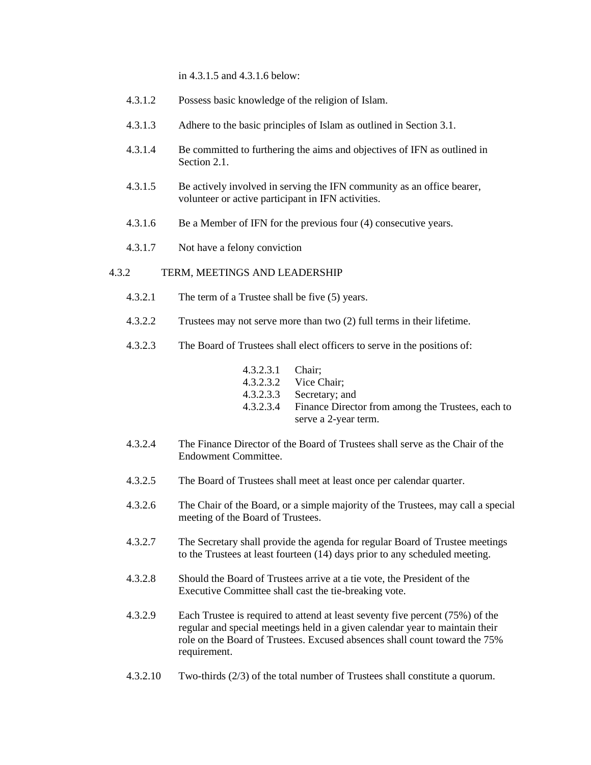in 4.3.1.5 and 4.3.1.6 below:

4.3.1.2 Possess basic knowledge of the religion of Islam.

4.3.1.3 Adhere to the basic principles of Islam as outlined in Section 3.1.

4.3.1.4 Be committed to furthering the aims and objectives of IFN as outlined in Section 2.1.

4.3.1.5 Be actively involved in serving the IFN community as an office bearer, volunteer or active participant in IFN activities.

4.3.1.6 Be a Member of IFN for the previous four (4) consecutive years.

4.3.1.7 Not have a felony conviction

4.3.2 TERM, MEETINGS AND LEADERSHIP

4.3.2.1 The term of a Trustee shall be five (5) years.

4.3.2.2 Trustees may not serve more than two (2) full terms in their lifetime.

4.3.2.3 The Board of Trustees shall elect officers to serve in the positions of:

4.3.2.3.1 Chair;
4.3.2.3.2 Vice Chair;
4.3.2.3.3 Secretary; and
4.3.2.3.4 Finance Director from among the Trustees, each to serve a 2-year term.

4.3.2.4 The Finance Director of the Board of Trustees shall serve as the Chair of the Endowment Committee.

4.3.2.5 The Board of Trustees shall meet at least once per calendar quarter.

4.3.2.6 The Chair of the Board, or a simple majority of the Trustees, may call a special meeting of the Board of Trustees.

4.3.2.7 The Secretary shall provide the agenda for regular Board of Trustee meetings to the Trustees at least fourteen (14) days prior to any scheduled meeting.

4.3.2.8 Should the Board of Trustees arrive at a tie vote, the President of the Executive Committee shall cast the tie-breaking vote.

4.3.2.9 Each Trustee is required to attend at least seventy five percent (75%) of the regular and special meetings held in a given calendar year to maintain their role on the Board of Trustees. Excused absences shall count toward the 75% requirement.

4.3.2.10 Two-thirds (2/3) of the total number of Trustees shall constitute a quorum.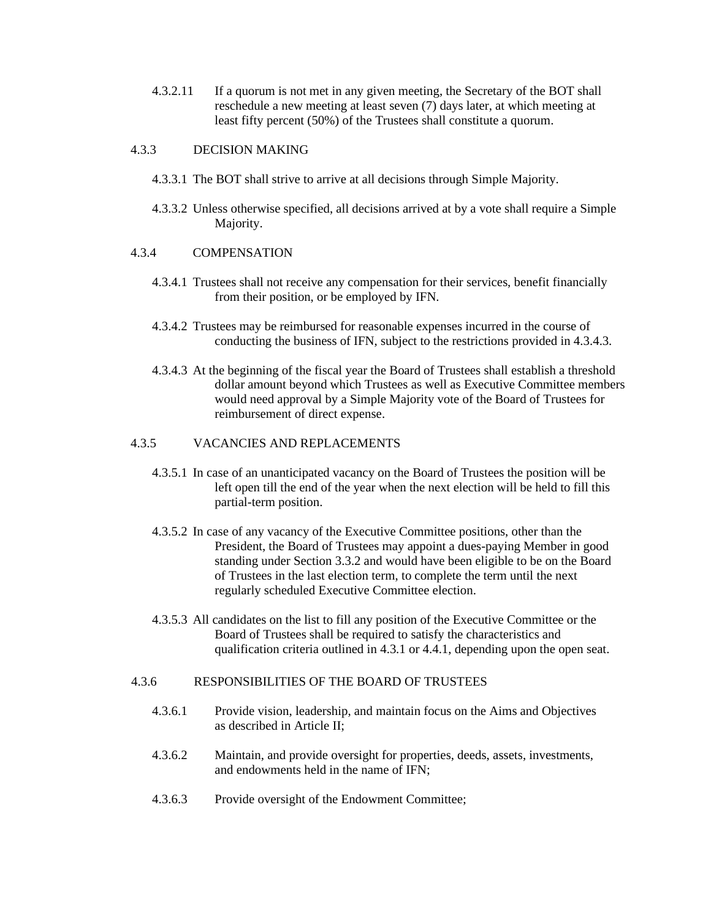4.3.2.11 If a quorum is not met in any given meeting, the Secretary of the BOT shall reschedule a new meeting at least seven (7) days later, at which meeting at least fifty percent (50%) of the Trustees shall constitute a quorum.

### 4.3.3 DECISION MAKING

4.3.3.1 The BOT shall strive to arrive at all decisions through Simple Majority.

4.3.3.2 Unless otherwise specified, all decisions arrived at by a vote shall require a Simple Majority.

### 4.3.4 COMPENSATION

4.3.4.1 Trustees shall not receive any compensation for their services, benefit financially from their position, or be employed by IFN.

4.3.4.2 Trustees may be reimbursed for reasonable expenses incurred in the course of conducting the business of IFN, subject to the restrictions provided in 4.3.4.3.

4.3.4.3 At the beginning of the fiscal year the Board of Trustees shall establish a threshold dollar amount beyond which Trustees as well as Executive Committee members would need approval by a Simple Majority vote of the Board of Trustees for reimbursement of direct expense.

### 4.3.5 VACANCIES AND REPLACEMENTS

4.3.5.1 In case of an unanticipated vacancy on the Board of Trustees the position will be left open till the end of the year when the next election will be held to fill this partial-term position.

4.3.5.2 In case of any vacancy of the Executive Committee positions, other than the President, the Board of Trustees may appoint a dues-paying Member in good standing under Section 3.3.2 and would have been eligible to be on the Board of Trustees in the last election term, to complete the term until the next regularly scheduled Executive Committee election.

4.3.5.3 All candidates on the list to fill any position of the Executive Committee or the Board of Trustees shall be required to satisfy the characteristics and qualification criteria outlined in 4.3.1 or 4.4.1, depending upon the open seat.

### 4.3.6 RESPONSIBILITIES OF THE BOARD OF TRUSTEES

4.3.6.1 Provide vision, leadership, and maintain focus on the Aims and Objectives as described in Article II;

4.3.6.2 Maintain, and provide oversight for properties, deeds, assets, investments, and endowments held in the name of IFN;

4.3.6.3 Provide oversight of the Endowment Committee;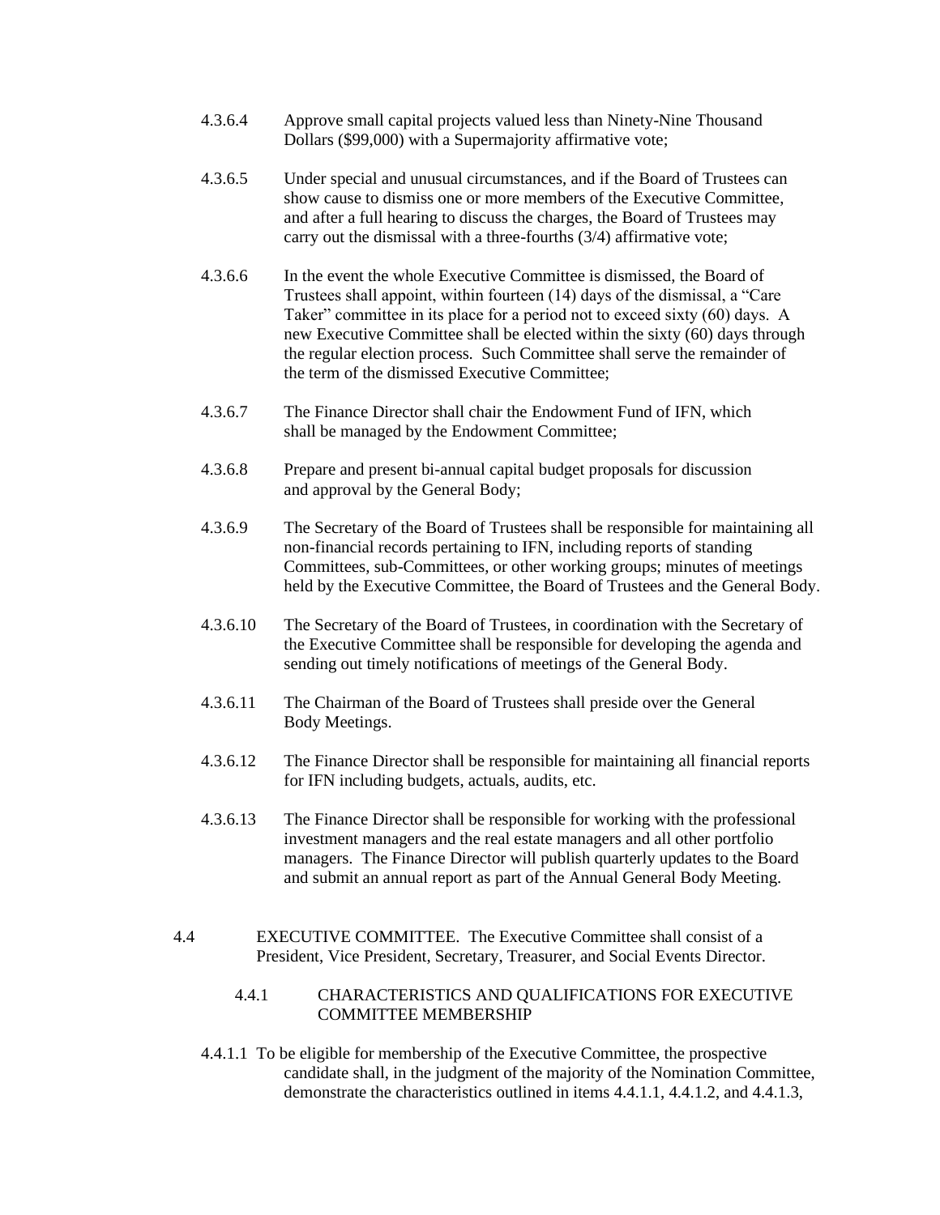4.3.6.4 Approve small capital projects valued less than Ninety-Nine Thousand Dollars ($99,000) with a Supermajority affirmative vote;

4.3.6.5 Under special and unusual circumstances, and if the Board of Trustees can show cause to dismiss one or more members of the Executive Committee, and after a full hearing to discuss the charges, the Board of Trustees may carry out the dismissal with a three-fourths (3/4) affirmative vote;

4.3.6.6 In the event the whole Executive Committee is dismissed, the Board of Trustees shall appoint, within fourteen (14) days of the dismissal, a "Care Taker" committee in its place for a period not to exceed sixty (60) days. A new Executive Committee shall be elected within the sixty (60) days through the regular election process. Such Committee shall serve the remainder of the term of the dismissed Executive Committee;

4.3.6.7 The Finance Director shall chair the Endowment Fund of IFN, which shall be managed by the Endowment Committee;

4.3.6.8 Prepare and present bi-annual capital budget proposals for discussion and approval by the General Body;

4.3.6.9 The Secretary of the Board of Trustees shall be responsible for maintaining all non-financial records pertaining to IFN, including reports of standing Committees, sub-Committees, or other working groups; minutes of meetings held by the Executive Committee, the Board of Trustees and the General Body.

4.3.6.10 The Secretary of the Board of Trustees, in coordination with the Secretary of the Executive Committee shall be responsible for developing the agenda and sending out timely notifications of meetings of the General Body.

4.3.6.11 The Chairman of the Board of Trustees shall preside over the General Body Meetings.

4.3.6.12 The Finance Director shall be responsible for maintaining all financial reports for IFN including budgets, actuals, audits, etc.

4.3.6.13 The Finance Director shall be responsible for working with the professional investment managers and the real estate managers and all other portfolio managers. The Finance Director will publish quarterly updates to the Board and submit an annual report as part of the Annual General Body Meeting.

4.4 EXECUTIVE COMMITTEE. The Executive Committee shall consist of a President, Vice President, Secretary, Treasurer, and Social Events Director.

4.4.1 CHARACTERISTICS AND QUALIFICATIONS FOR EXECUTIVE COMMITTEE MEMBERSHIP

4.4.1.1 To be eligible for membership of the Executive Committee, the prospective candidate shall, in the judgment of the majority of the Nomination Committee, demonstrate the characteristics outlined in items 4.4.1.1, 4.4.1.2, and 4.4.1.3,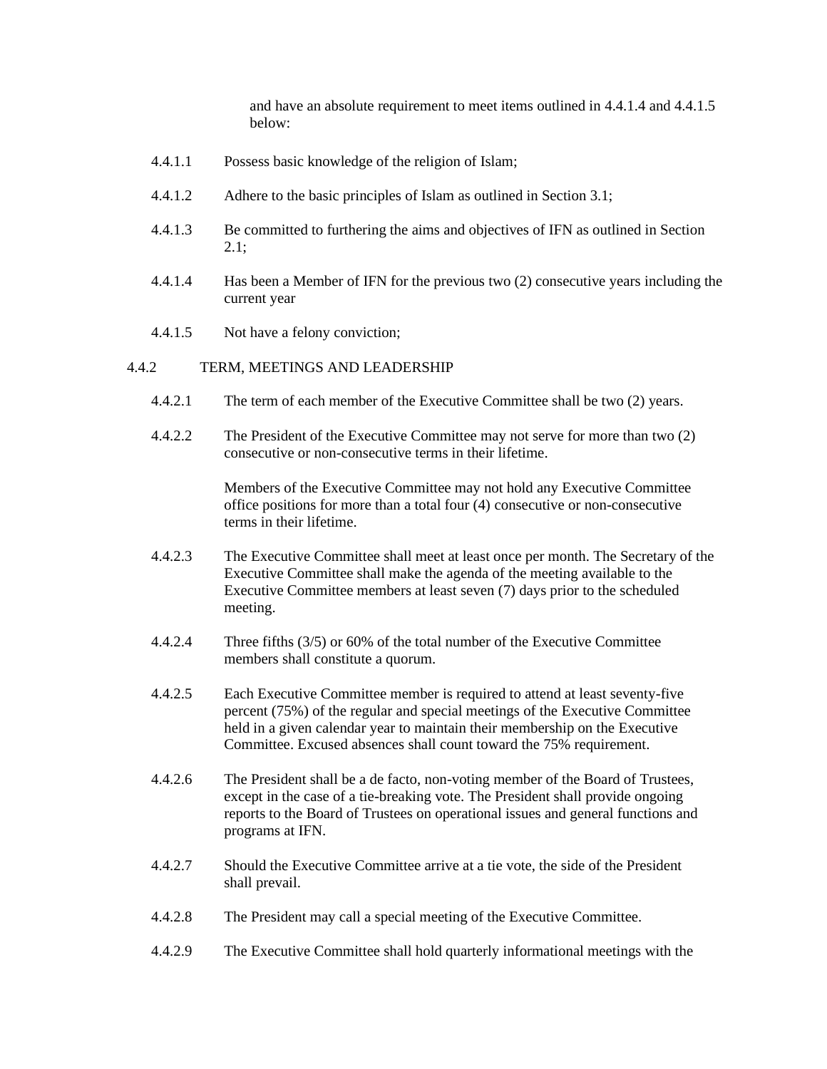and have an absolute requirement to meet items outlined in 4.4.1.4 and 4.4.1.5 below:

4.4.1.1 Possess basic knowledge of the religion of Islam;

4.4.1.2 Adhere to the basic principles of Islam as outlined in Section 3.1;

4.4.1.3 Be committed to furthering the aims and objectives of IFN as outlined in Section 2.1;

4.4.1.4 Has been a Member of IFN for the previous two (2) consecutive years including the current year

4.4.1.5 Not have a felony conviction;

4.4.2 TERM, MEETINGS AND LEADERSHIP

4.4.2.1 The term of each member of the Executive Committee shall be two (2) years.

4.4.2.2 The President of the Executive Committee may not serve for more than two (2) consecutive or non-consecutive terms in their lifetime.

Members of the Executive Committee may not hold any Executive Committee office positions for more than a total four (4) consecutive or non-consecutive terms in their lifetime.

4.4.2.3 The Executive Committee shall meet at least once per month. The Secretary of the Executive Committee shall make the agenda of the meeting available to the Executive Committee members at least seven (7) days prior to the scheduled meeting.

4.4.2.4 Three fifths (3/5) or 60% of the total number of the Executive Committee members shall constitute a quorum.

4.4.2.5 Each Executive Committee member is required to attend at least seventy-five percent (75%) of the regular and special meetings of the Executive Committee held in a given calendar year to maintain their membership on the Executive Committee. Excused absences shall count toward the 75% requirement.

4.4.2.6 The President shall be a de facto, non-voting member of the Board of Trustees, except in the case of a tie-breaking vote. The President shall provide ongoing reports to the Board of Trustees on operational issues and general functions and programs at IFN.

4.4.2.7 Should the Executive Committee arrive at a tie vote, the side of the President shall prevail.

4.4.2.8 The President may call a special meeting of the Executive Committee.

4.4.2.9 The Executive Committee shall hold quarterly informational meetings with the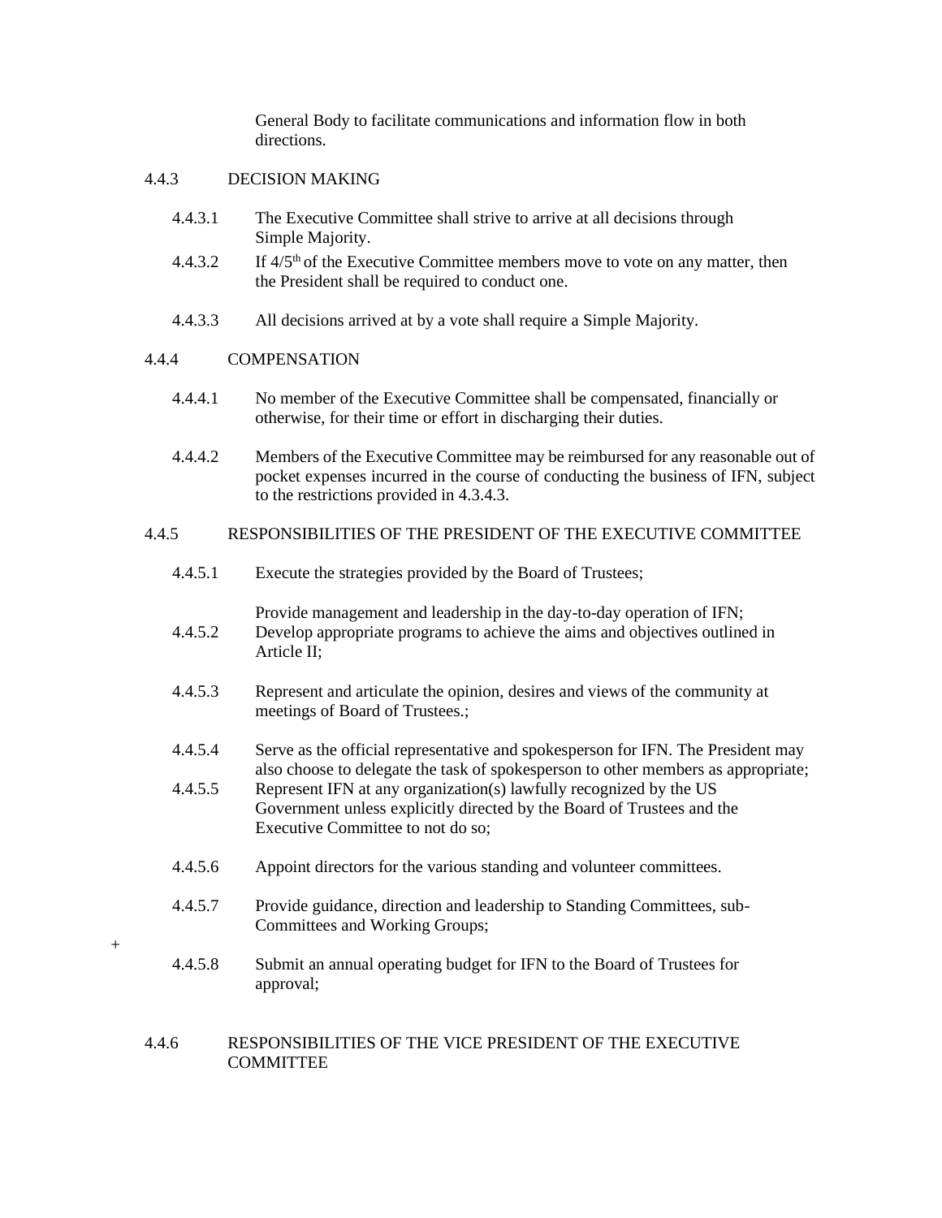General Body to facilitate communications and information flow in both directions.

### 4.4.3 DECISION MAKING

4.4.3.1 The Executive Committee shall strive to arrive at all decisions through Simple Majority.

4.4.3.2 If 4/5th of the Executive Committee members move to vote on any matter, then the President shall be required to conduct one.

4.4.3.3 All decisions arrived at by a vote shall require a Simple Majority.

### 4.4.4 COMPENSATION

4.4.4.1 No member of the Executive Committee shall be compensated, financially or otherwise, for their time or effort in discharging their duties.

4.4.4.2 Members of the Executive Committee may be reimbursed for any reasonable out of pocket expenses incurred in the course of conducting the business of IFN, subject to the restrictions provided in 4.3.4.3.

### 4.4.5 RESPONSIBILITIES OF THE PRESIDENT OF THE EXECUTIVE COMMITTEE

4.4.5.1 Execute the strategies provided by the Board of Trustees;

4.4.5.2 Provide management and leadership in the day-to-day operation of IFN; Develop appropriate programs to achieve the aims and objectives outlined in Article II;

4.4.5.3 Represent and articulate the opinion, desires and views of the community at meetings of Board of Trustees.;

4.4.5.4 Serve as the official representative and spokesperson for IFN. The President may also choose to delegate the task of spokesperson to other members as appropriate;

4.4.5.5 Represent IFN at any organization(s) lawfully recognized by the US Government unless explicitly directed by the Board of Trustees and the Executive Committee to not do so;

4.4.5.6 Appoint directors for the various standing and volunteer committees.

4.4.5.7 Provide guidance, direction and leadership to Standing Committees, sub-Committees and Working Groups;

+

4.4.5.8 Submit an annual operating budget for IFN to the Board of Trustees for approval;

### 4.4.6 RESPONSIBILITIES OF THE VICE PRESIDENT OF THE EXECUTIVE COMMITTEE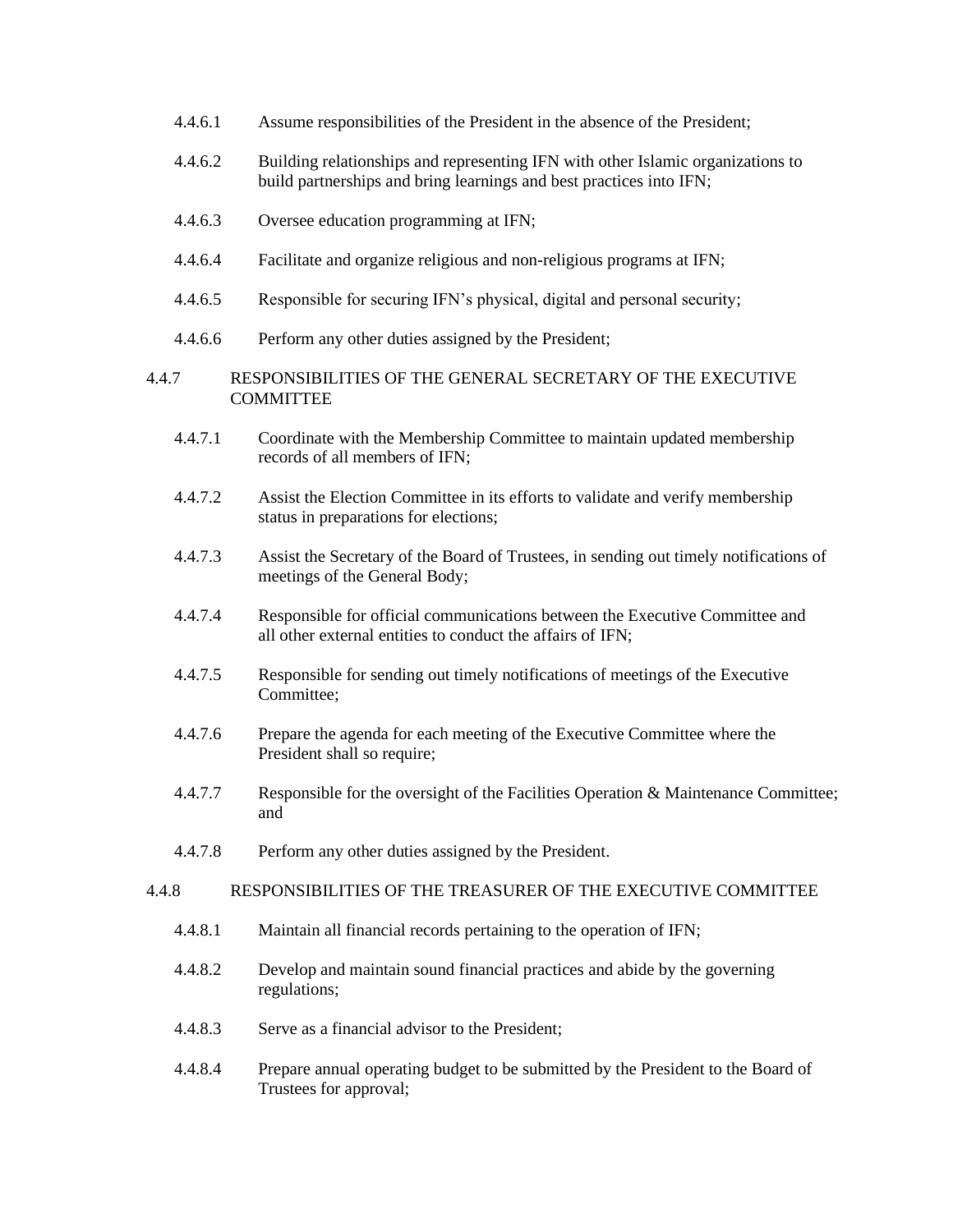4.4.6.1 Assume responsibilities of the President in the absence of the President;

4.4.6.2 Building relationships and representing IFN with other Islamic organizations to build partnerships and bring learnings and best practices into IFN;

4.4.6.3 Oversee education programming at IFN;

4.4.6.4 Facilitate and organize religious and non-religious programs at IFN;

4.4.6.5 Responsible for securing IFN's physical, digital and personal security;

4.4.6.6 Perform any other duties assigned by the President;

4.4.7 RESPONSIBILITIES OF THE GENERAL SECRETARY OF THE EXECUTIVE COMMITTEE

4.4.7.1 Coordinate with the Membership Committee to maintain updated membership records of all members of IFN;

4.4.7.2 Assist the Election Committee in its efforts to validate and verify membership status in preparations for elections;

4.4.7.3 Assist the Secretary of the Board of Trustees, in sending out timely notifications of meetings of the General Body;

4.4.7.4 Responsible for official communications between the Executive Committee and all other external entities to conduct the affairs of IFN;

4.4.7.5 Responsible for sending out timely notifications of meetings of the Executive Committee;

4.4.7.6 Prepare the agenda for each meeting of the Executive Committee where the President shall so require;

4.4.7.7 Responsible for the oversight of the Facilities Operation & Maintenance Committee; and

4.4.7.8 Perform any other duties assigned by the President.

4.4.8 RESPONSIBILITIES OF THE TREASURER OF THE EXECUTIVE COMMITTEE

4.4.8.1 Maintain all financial records pertaining to the operation of IFN;

4.4.8.2 Develop and maintain sound financial practices and abide by the governing regulations;

4.4.8.3 Serve as a financial advisor to the President;

4.4.8.4 Prepare annual operating budget to be submitted by the President to the Board of Trustees for approval;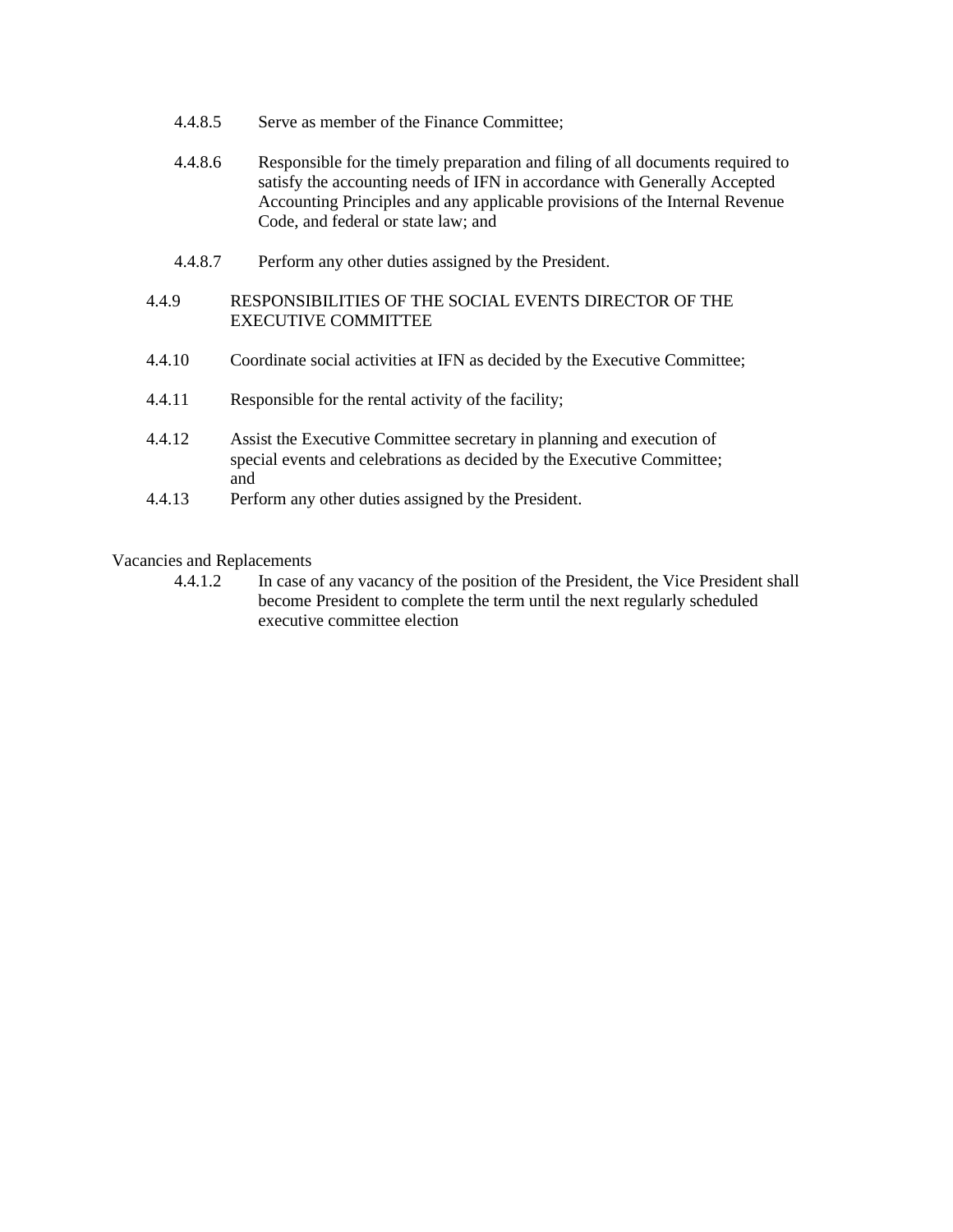4.4.8.5 Serve as member of the Finance Committee;

4.4.8.6 Responsible for the timely preparation and filing of all documents required to satisfy the accounting needs of IFN in accordance with Generally Accepted Accounting Principles and any applicable provisions of the Internal Revenue Code, and federal or state law; and

4.4.8.7 Perform any other duties assigned by the President.

4.4.9 RESPONSIBILITIES OF THE SOCIAL EVENTS DIRECTOR OF THE EXECUTIVE COMMITTEE

4.4.10 Coordinate social activities at IFN as decided by the Executive Committee;

4.4.11 Responsible for the rental activity of the facility;

4.4.12 Assist the Executive Committee secretary in planning and execution of special events and celebrations as decided by the Executive Committee; and

4.4.13 Perform any other duties assigned by the President.

Vacancies and Replacements

4.4.1.2 In case of any vacancy of the position of the President, the Vice President shall become President to complete the term until the next regularly scheduled executive committee election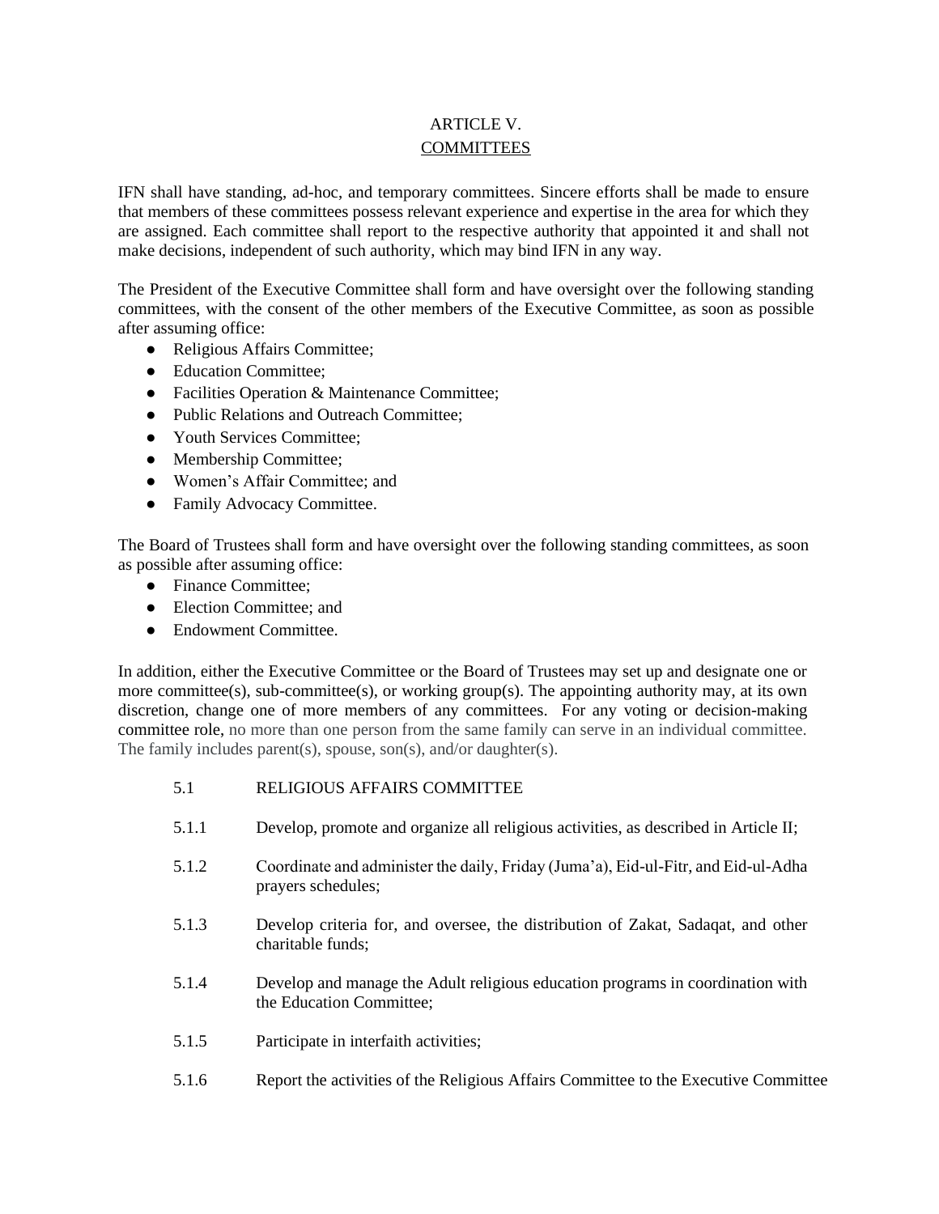# ARTICLE V.

## COMMITTEES

IFN shall have standing, ad-hoc, and temporary committees. Sincere efforts shall be made to ensure that members of these committees possess relevant experience and expertise in the area for which they are assigned. Each committee shall report to the respective authority that appointed it and shall not make decisions, independent of such authority, which may bind IFN in any way.

The President of the Executive Committee shall form and have oversight over the following standing committees, with the consent of the other members of the Executive Committee, as soon as possible after assuming office:

- Religious Affairs Committee;
- Education Committee;
- Facilities Operation & Maintenance Committee;
- Public Relations and Outreach Committee;
- Youth Services Committee;
- Membership Committee;
- Women's Affair Committee; and
- Family Advocacy Committee.

The Board of Trustees shall form and have oversight over the following standing committees, as soon as possible after assuming office:

- Finance Committee;
- Election Committee; and
- Endowment Committee.

In addition, either the Executive Committee or the Board of Trustees may set up and designate one or more committee(s), sub-committee(s), or working group(s). The appointing authority may, at its own discretion, change one of more members of any committees. For any voting or decision-making committee role, no more than one person from the same family can serve in an individual committee. The family includes parent(s), spouse, son(s), and/or daughter(s).

5.1 RELIGIOUS AFFAIRS COMMITTEE

5.1.1 Develop, promote and organize all religious activities, as described in Article II;

5.1.2 Coordinate and administer the daily, Friday (Juma'a), Eid-ul-Fitr, and Eid-ul-Adha prayers schedules;

5.1.3 Develop criteria for, and oversee, the distribution of Zakat, Sadaqat, and other charitable funds;

5.1.4 Develop and manage the Adult religious education programs in coordination with the Education Committee;

5.1.5 Participate in interfaith activities;

5.1.6 Report the activities of the Religious Affairs Committee to the Executive Committee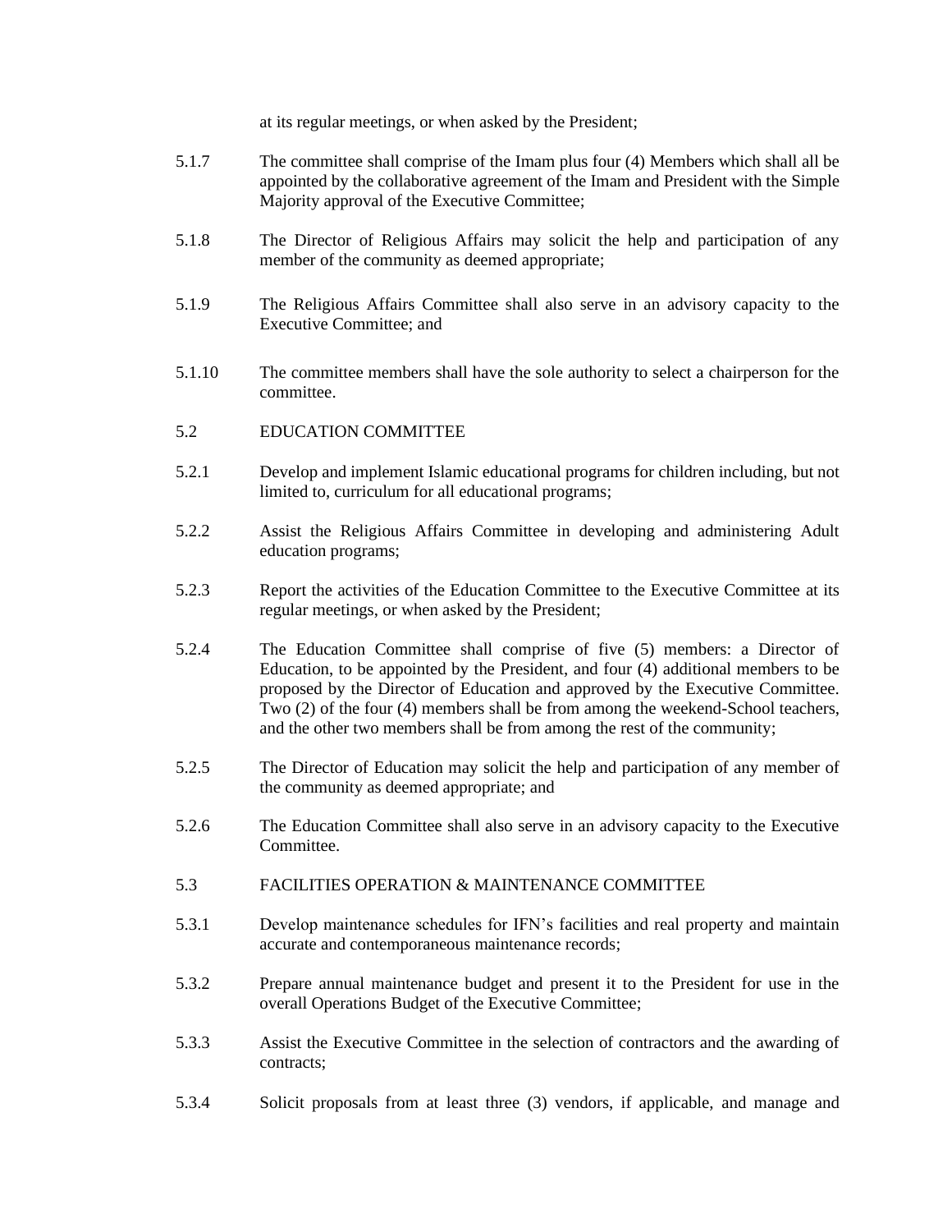at its regular meetings, or when asked by the President;

5.1.7 The committee shall comprise of the Imam plus four (4) Members which shall all be appointed by the collaborative agreement of the Imam and President with the Simple Majority approval of the Executive Committee;

5.1.8 The Director of Religious Affairs may solicit the help and participation of any member of the community as deemed appropriate;

5.1.9 The Religious Affairs Committee shall also serve in an advisory capacity to the Executive Committee; and

5.1.10 The committee members shall have the sole authority to select a chairperson for the committee.

## 5.2 EDUCATION COMMITTEE

5.2.1 Develop and implement Islamic educational programs for children including, but not limited to, curriculum for all educational programs;

5.2.2 Assist the Religious Affairs Committee in developing and administering Adult education programs;

5.2.3 Report the activities of the Education Committee to the Executive Committee at its regular meetings, or when asked by the President;

5.2.4 The Education Committee shall comprise of five (5) members: a Director of Education, to be appointed by the President, and four (4) additional members to be proposed by the Director of Education and approved by the Executive Committee. Two (2) of the four (4) members shall be from among the weekend-School teachers, and the other two members shall be from among the rest of the community;

5.2.5 The Director of Education may solicit the help and participation of any member of the community as deemed appropriate; and

5.2.6 The Education Committee shall also serve in an advisory capacity to the Executive Committee.

## 5.3 FACILITIES OPERATION & MAINTENANCE COMMITTEE

5.3.1 Develop maintenance schedules for IFN's facilities and real property and maintain accurate and contemporaneous maintenance records;

5.3.2 Prepare annual maintenance budget and present it to the President for use in the overall Operations Budget of the Executive Committee;

5.3.3 Assist the Executive Committee in the selection of contractors and the awarding of contracts;

5.3.4 Solicit proposals from at least three (3) vendors, if applicable, and manage and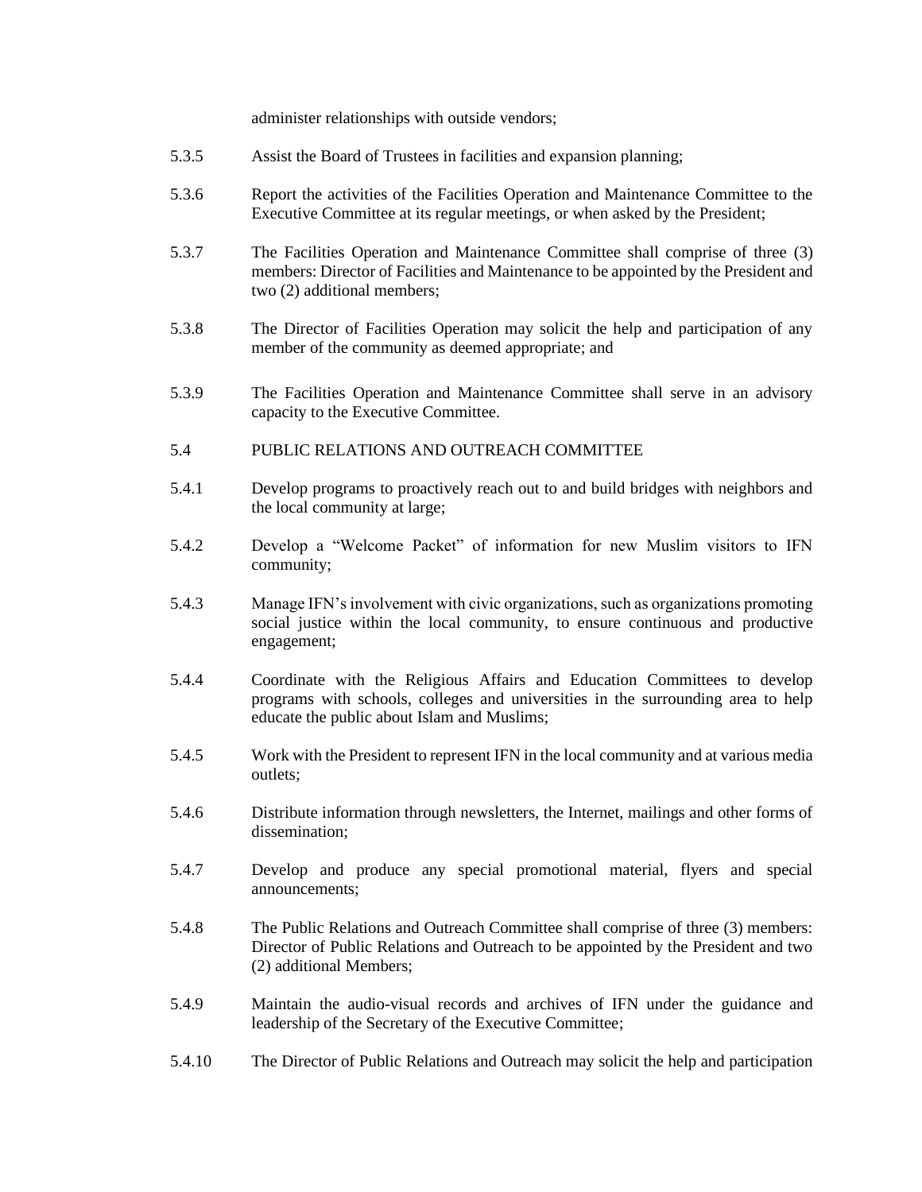administer relationships with outside vendors;

5.3.5 Assist the Board of Trustees in facilities and expansion planning;

5.3.6 Report the activities of the Facilities Operation and Maintenance Committee to the Executive Committee at its regular meetings, or when asked by the President;

5.3.7 The Facilities Operation and Maintenance Committee shall comprise of three (3) members: Director of Facilities and Maintenance to be appointed by the President and two (2) additional members;

5.3.8 The Director of Facilities Operation may solicit the help and participation of any member of the community as deemed appropriate; and

5.3.9 The Facilities Operation and Maintenance Committee shall serve in an advisory capacity to the Executive Committee.

5.4 PUBLIC RELATIONS AND OUTREACH COMMITTEE

5.4.1 Develop programs to proactively reach out to and build bridges with neighbors and the local community at large;

5.4.2 Develop a "Welcome Packet" of information for new Muslim visitors to IFN community;

5.4.3 Manage IFN's involvement with civic organizations, such as organizations promoting social justice within the local community, to ensure continuous and productive engagement;

5.4.4 Coordinate with the Religious Affairs and Education Committees to develop programs with schools, colleges and universities in the surrounding area to help educate the public about Islam and Muslims;

5.4.5 Work with the President to represent IFN in the local community and at various media outlets;

5.4.6 Distribute information through newsletters, the Internet, mailings and other forms of dissemination;

5.4.7 Develop and produce any special promotional material, flyers and special announcements;

5.4.8 The Public Relations and Outreach Committee shall comprise of three (3) members: Director of Public Relations and Outreach to be appointed by the President and two (2) additional Members;

5.4.9 Maintain the audio-visual records and archives of IFN under the guidance and leadership of the Secretary of the Executive Committee;

5.4.10 The Director of Public Relations and Outreach may solicit the help and participation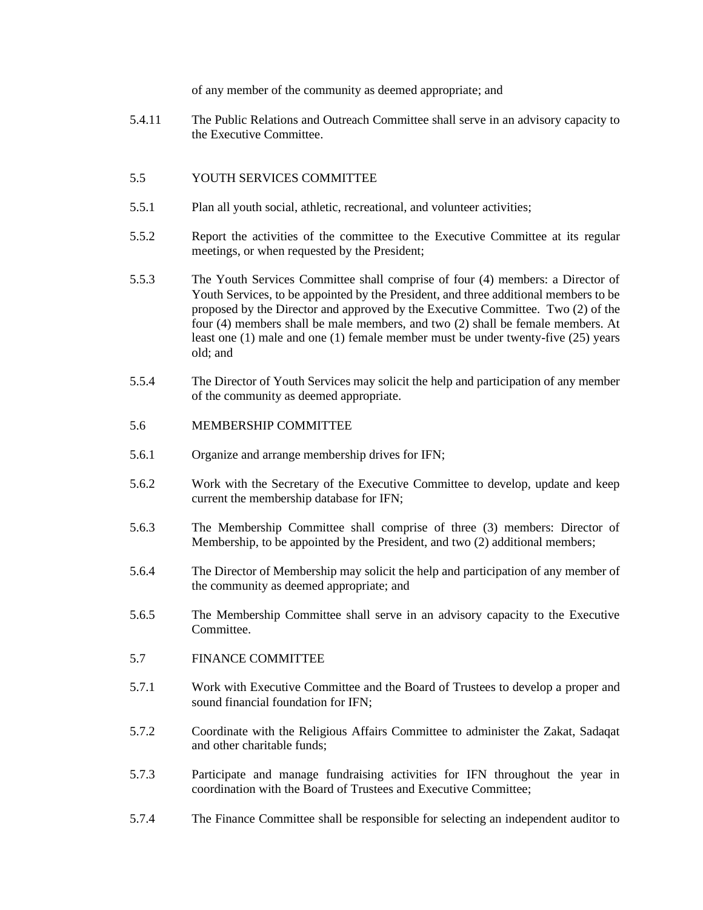of any member of the community as deemed appropriate; and

5.4.11 The Public Relations and Outreach Committee shall serve in an advisory capacity to the Executive Committee.

## 5.5 YOUTH SERVICES COMMITTEE

5.5.1 Plan all youth social, athletic, recreational, and volunteer activities;

5.5.2 Report the activities of the committee to the Executive Committee at its regular meetings, or when requested by the President;

5.5.3 The Youth Services Committee shall comprise of four (4) members: a Director of Youth Services, to be appointed by the President, and three additional members to be proposed by the Director and approved by the Executive Committee. Two (2) of the four (4) members shall be male members, and two (2) shall be female members. At least one (1) male and one (1) female member must be under twenty-five (25) years old; and

5.5.4 The Director of Youth Services may solicit the help and participation of any member of the community as deemed appropriate.

## 5.6 MEMBERSHIP COMMITTEE

5.6.1 Organize and arrange membership drives for IFN;

5.6.2 Work with the Secretary of the Executive Committee to develop, update and keep current the membership database for IFN;

5.6.3 The Membership Committee shall comprise of three (3) members: Director of Membership, to be appointed by the President, and two (2) additional members;

5.6.4 The Director of Membership may solicit the help and participation of any member of the community as deemed appropriate; and

5.6.5 The Membership Committee shall serve in an advisory capacity to the Executive Committee.

## 5.7 FINANCE COMMITTEE

5.7.1 Work with Executive Committee and the Board of Trustees to develop a proper and sound financial foundation for IFN;

5.7.2 Coordinate with the Religious Affairs Committee to administer the Zakat, Sadaqat and other charitable funds;

5.7.3 Participate and manage fundraising activities for IFN throughout the year in coordination with the Board of Trustees and Executive Committee;

5.7.4 The Finance Committee shall be responsible for selecting an independent auditor to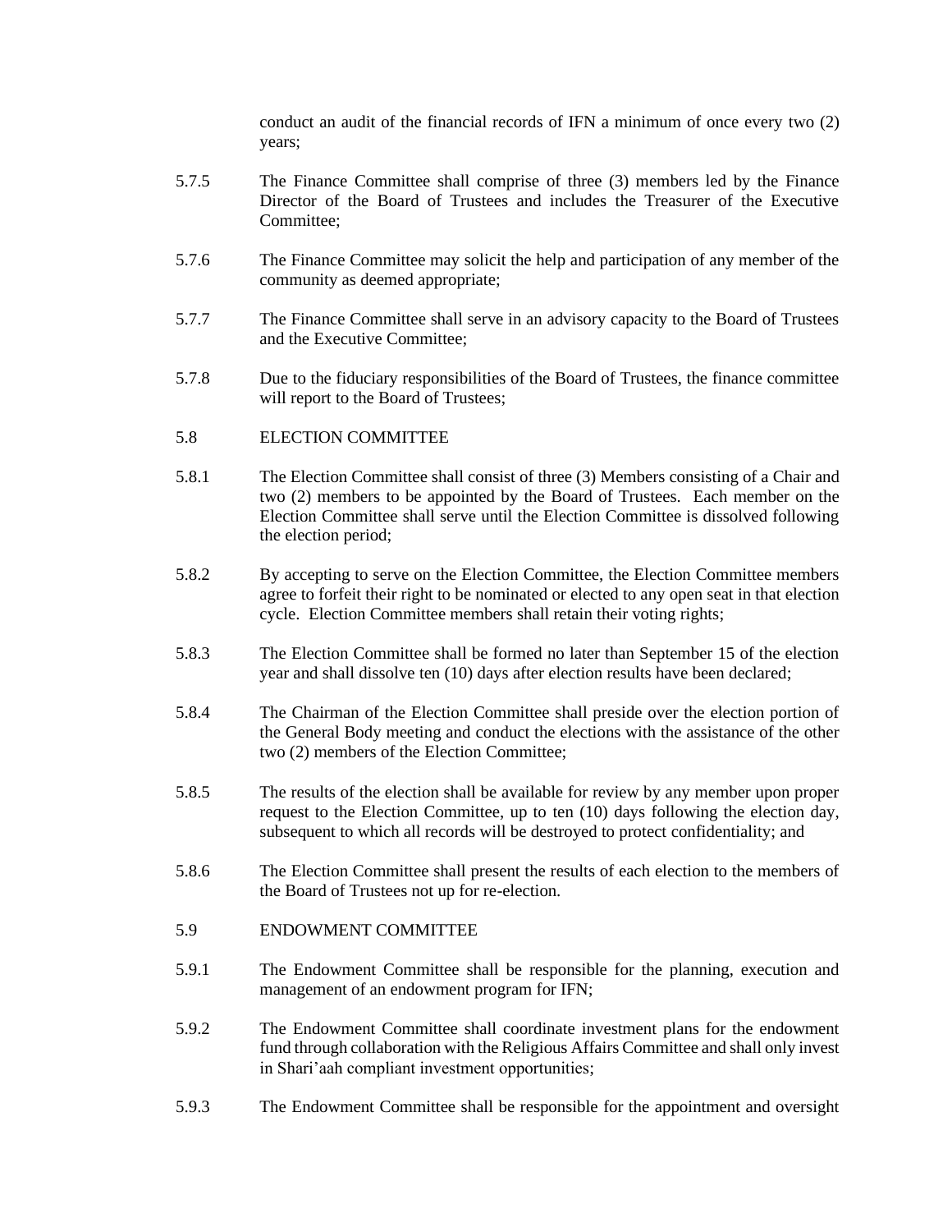conduct an audit of the financial records of IFN a minimum of once every two (2) years;

5.7.5 The Finance Committee shall comprise of three (3) members led by the Finance Director of the Board of Trustees and includes the Treasurer of the Executive Committee;

5.7.6 The Finance Committee may solicit the help and participation of any member of the community as deemed appropriate;

5.7.7 The Finance Committee shall serve in an advisory capacity to the Board of Trustees and the Executive Committee;

5.7.8 Due to the fiduciary responsibilities of the Board of Trustees, the finance committee will report to the Board of Trustees;

5.8 ELECTION COMMITTEE

5.8.1 The Election Committee shall consist of three (3) Members consisting of a Chair and two (2) members to be appointed by the Board of Trustees. Each member on the Election Committee shall serve until the Election Committee is dissolved following the election period;

5.8.2 By accepting to serve on the Election Committee, the Election Committee members agree to forfeit their right to be nominated or elected to any open seat in that election cycle. Election Committee members shall retain their voting rights;

5.8.3 The Election Committee shall be formed no later than September 15 of the election year and shall dissolve ten (10) days after election results have been declared;

5.8.4 The Chairman of the Election Committee shall preside over the election portion of the General Body meeting and conduct the elections with the assistance of the other two (2) members of the Election Committee;

5.8.5 The results of the election shall be available for review by any member upon proper request to the Election Committee, up to ten (10) days following the election day, subsequent to which all records will be destroyed to protect confidentiality; and

5.8.6 The Election Committee shall present the results of each election to the members of the Board of Trustees not up for re-election.

5.9 ENDOWMENT COMMITTEE

5.9.1 The Endowment Committee shall be responsible for the planning, execution and management of an endowment program for IFN;

5.9.2 The Endowment Committee shall coordinate investment plans for the endowment fund through collaboration with the Religious Affairs Committee and shall only invest in Shari'aah compliant investment opportunities;

5.9.3 The Endowment Committee shall be responsible for the appointment and oversight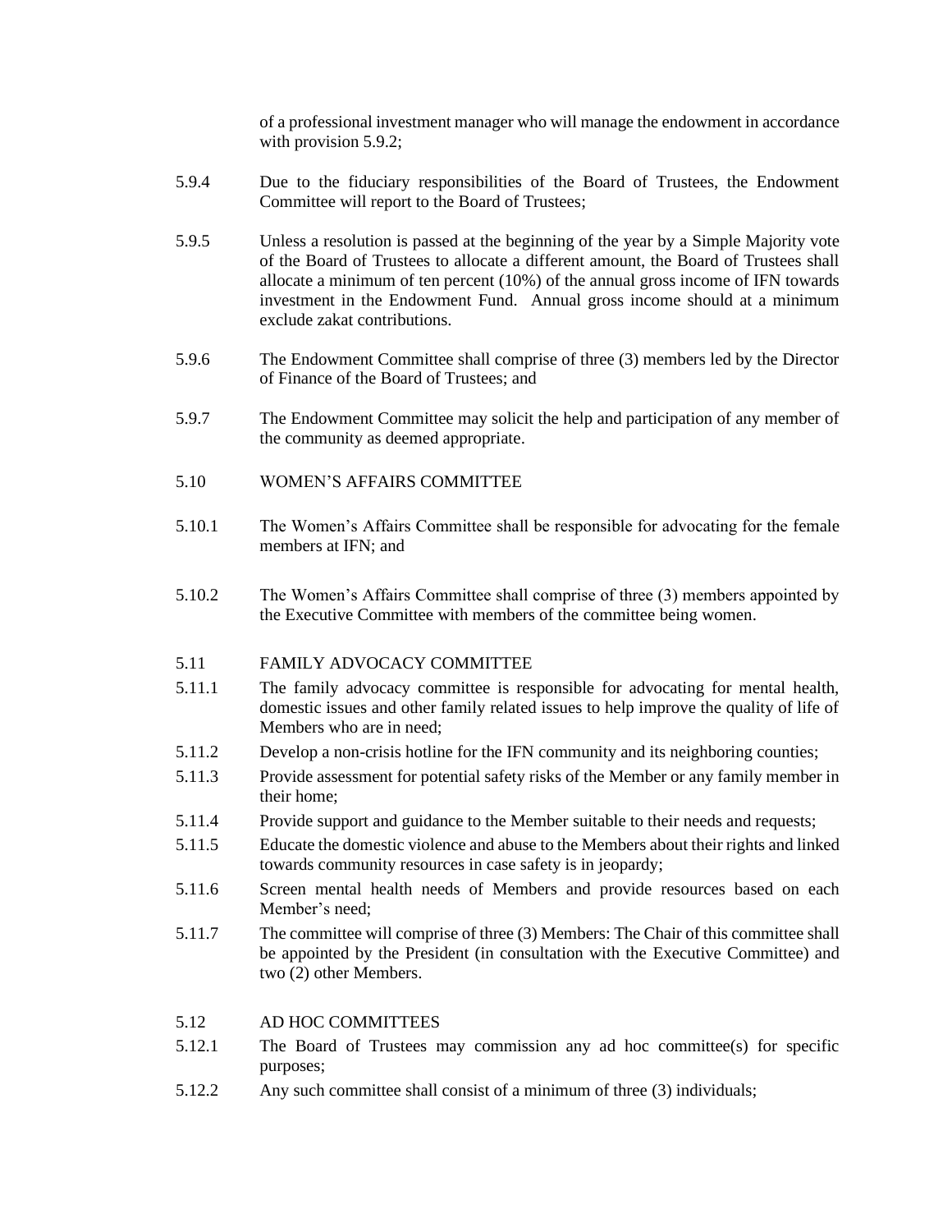of a professional investment manager who will manage the endowment in accordance with provision 5.9.2;

5.9.4 Due to the fiduciary responsibilities of the Board of Trustees, the Endowment Committee will report to the Board of Trustees;

5.9.5 Unless a resolution is passed at the beginning of the year by a Simple Majority vote of the Board of Trustees to allocate a different amount, the Board of Trustees shall allocate a minimum of ten percent (10%) of the annual gross income of IFN towards investment in the Endowment Fund. Annual gross income should at a minimum exclude zakat contributions.

5.9.6 The Endowment Committee shall comprise of three (3) members led by the Director of Finance of the Board of Trustees; and

5.9.7 The Endowment Committee may solicit the help and participation of any member of the community as deemed appropriate.

5.10 WOMEN'S AFFAIRS COMMITTEE

5.10.1 The Women's Affairs Committee shall be responsible for advocating for the female members at IFN; and

5.10.2 The Women's Affairs Committee shall comprise of three (3) members appointed by the Executive Committee with members of the committee being women.

5.11 FAMILY ADVOCACY COMMITTEE

5.11.1 The family advocacy committee is responsible for advocating for mental health, domestic issues and other family related issues to help improve the quality of life of Members who are in need;

5.11.2 Develop a non-crisis hotline for the IFN community and its neighboring counties;

5.11.3 Provide assessment for potential safety risks of the Member or any family member in their home;

5.11.4 Provide support and guidance to the Member suitable to their needs and requests;

5.11.5 Educate the domestic violence and abuse to the Members about their rights and linked towards community resources in case safety is in jeopardy;

5.11.6 Screen mental health needs of Members and provide resources based on each Member's need;

5.11.7 The committee will comprise of three (3) Members: The Chair of this committee shall be appointed by the President (in consultation with the Executive Committee) and two (2) other Members.

5.12 AD HOC COMMITTEES

5.12.1 The Board of Trustees may commission any ad hoc committee(s) for specific purposes;

5.12.2 Any such committee shall consist of a minimum of three (3) individuals;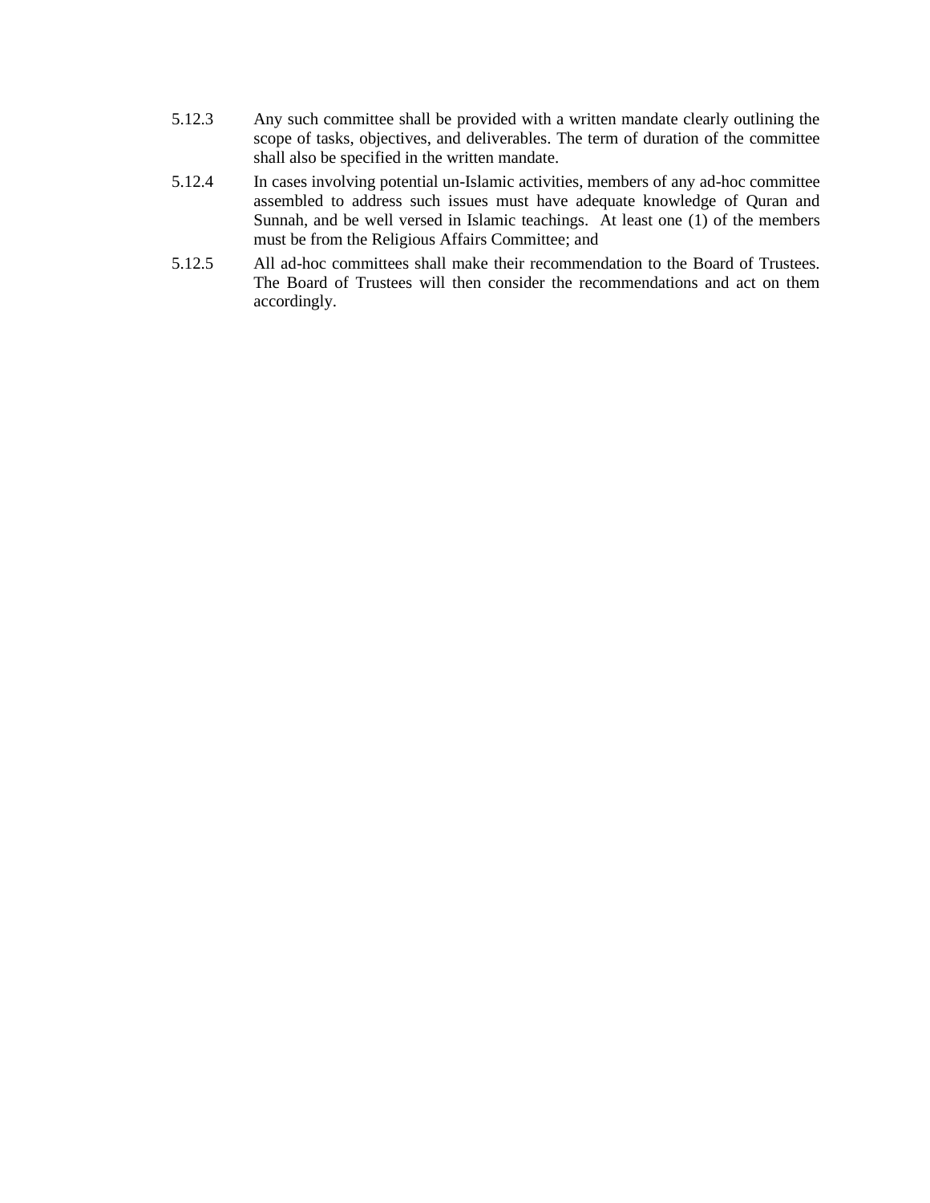5.12.3 Any such committee shall be provided with a written mandate clearly outlining the scope of tasks, objectives, and deliverables. The term of duration of the committee shall also be specified in the written mandate.

5.12.4 In cases involving potential un-Islamic activities, members of any ad-hoc committee assembled to address such issues must have adequate knowledge of Quran and Sunnah, and be well versed in Islamic teachings. At least one (1) of the members must be from the Religious Affairs Committee; and

5.12.5 All ad-hoc committees shall make their recommendation to the Board of Trustees. The Board of Trustees will then consider the recommendations and act on them accordingly.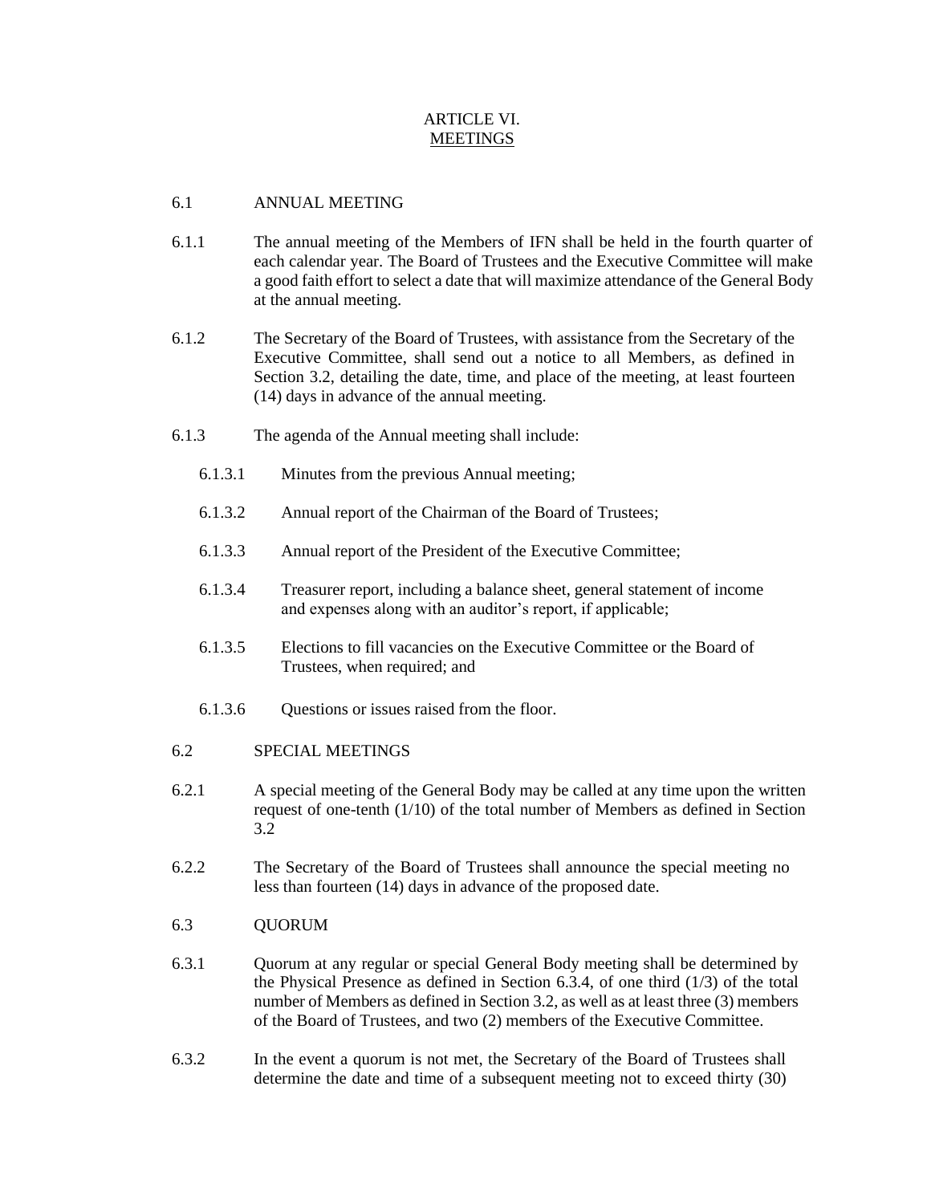# ARTICLE VI.
## MEETINGS

6.1 ANNUAL MEETING

6.1.1 The annual meeting of the Members of IFN shall be held in the fourth quarter of each calendar year. The Board of Trustees and the Executive Committee will make a good faith effort to select a date that will maximize attendance of the General Body at the annual meeting.

6.1.2 The Secretary of the Board of Trustees, with assistance from the Secretary of the Executive Committee, shall send out a notice to all Members, as defined in Section 3.2, detailing the date, time, and place of the meeting, at least fourteen (14) days in advance of the annual meeting.

6.1.3 The agenda of the Annual meeting shall include:

- 6.1.3.1 Minutes from the previous Annual meeting;
- 6.1.3.2 Annual report of the Chairman of the Board of Trustees;
- 6.1.3.3 Annual report of the President of the Executive Committee;
- 6.1.3.4 Treasurer report, including a balance sheet, general statement of income and expenses along with an auditor's report, if applicable;
- 6.1.3.5 Elections to fill vacancies on the Executive Committee or the Board of Trustees, when required; and
- 6.1.3.6 Questions or issues raised from the floor.

6.2 SPECIAL MEETINGS

6.2.1 A special meeting of the General Body may be called at any time upon the written request of one-tenth (1/10) of the total number of Members as defined in Section 3.2

6.2.2 The Secretary of the Board of Trustees shall announce the special meeting no less than fourteen (14) days in advance of the proposed date.

6.3 QUORUM

6.3.1 Quorum at any regular or special General Body meeting shall be determined by the Physical Presence as defined in Section 6.3.4, of one third (1/3) of the total number of Members as defined in Section 3.2, as well as at least three (3) members of the Board of Trustees, and two (2) members of the Executive Committee.

6.3.2 In the event a quorum is not met, the Secretary of the Board of Trustees shall determine the date and time of a subsequent meeting not to exceed thirty (30)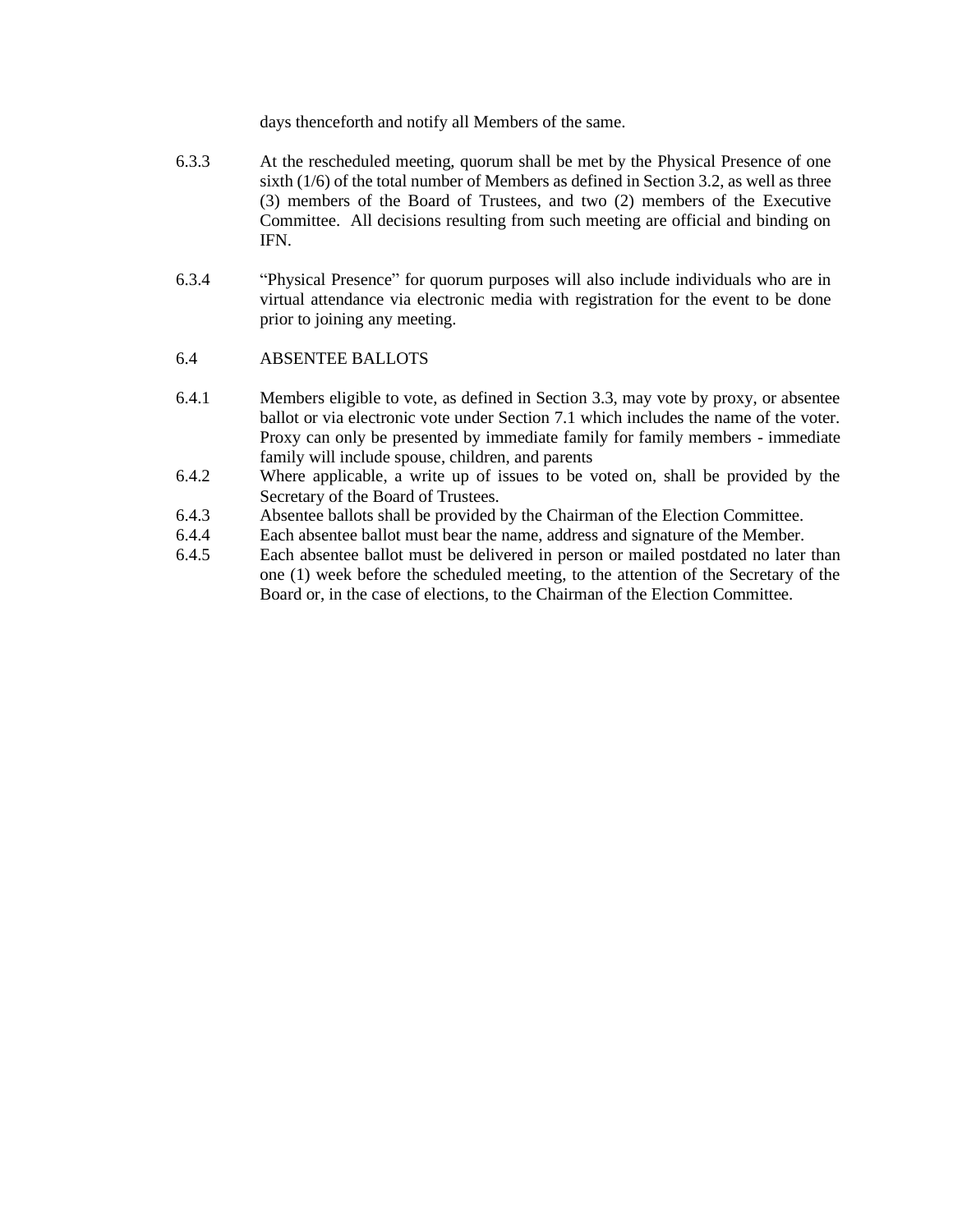days thenceforth and notify all Members of the same.

6.3.3 At the rescheduled meeting, quorum shall be met by the Physical Presence of one sixth (1/6) of the total number of Members as defined in Section 3.2, as well as three (3) members of the Board of Trustees, and two (2) members of the Executive Committee. All decisions resulting from such meeting are official and binding on IFN.

6.3.4 "Physical Presence" for quorum purposes will also include individuals who are in virtual attendance via electronic media with registration for the event to be done prior to joining any meeting.

6.4 ABSENTEE BALLOTS

6.4.1 Members eligible to vote, as defined in Section 3.3, may vote by proxy, or absentee ballot or via electronic vote under Section 7.1 which includes the name of the voter. Proxy can only be presented by immediate family for family members - immediate family will include spouse, children, and parents

6.4.2 Where applicable, a write up of issues to be voted on, shall be provided by the Secretary of the Board of Trustees.

6.4.3 Absentee ballots shall be provided by the Chairman of the Election Committee.

6.4.4 Each absentee ballot must bear the name, address and signature of the Member.

6.4.5 Each absentee ballot must be delivered in person or mailed postdated no later than one (1) week before the scheduled meeting, to the attention of the Secretary of the Board or, in the case of elections, to the Chairman of the Election Committee.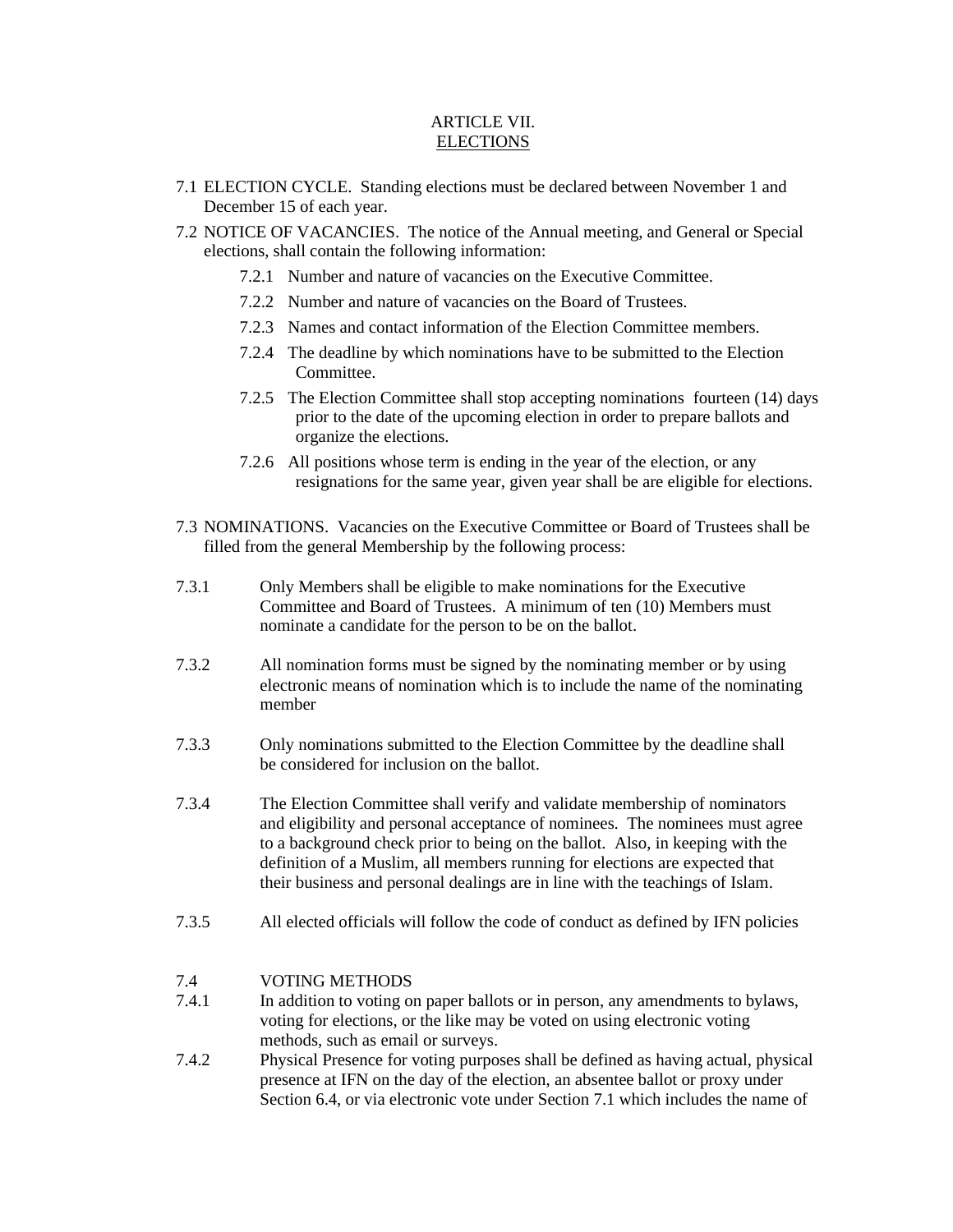# ARTICLE VII.
## ELECTIONS

7.1 ELECTION CYCLE. Standing elections must be declared between November 1 and December 15 of each year.

7.2 NOTICE OF VACANCIES. The notice of the Annual meeting, and General or Special elections, shall contain the following information:

- 7.2.1 Number and nature of vacancies on the Executive Committee.
- 7.2.2 Number and nature of vacancies on the Board of Trustees.
- 7.2.3 Names and contact information of the Election Committee members.
- 7.2.4 The deadline by which nominations have to be submitted to the Election Committee.
- 7.2.5 The Election Committee shall stop accepting nominations fourteen (14) days prior to the date of the upcoming election in order to prepare ballots and organize the elections.
- 7.2.6 All positions whose term is ending in the year of the election, or any resignations for the same year, given year shall be are eligible for elections.

7.3 NOMINATIONS. Vacancies on the Executive Committee or Board of Trustees shall be filled from the general Membership by the following process:

7.3.1 Only Members shall be eligible to make nominations for the Executive Committee and Board of Trustees. A minimum of ten (10) Members must nominate a candidate for the person to be on the ballot.

7.3.2 All nomination forms must be signed by the nominating member or by using electronic means of nomination which is to include the name of the nominating member

7.3.3 Only nominations submitted to the Election Committee by the deadline shall be considered for inclusion on the ballot.

7.3.4 The Election Committee shall verify and validate membership of nominators and eligibility and personal acceptance of nominees. The nominees must agree to a background check prior to being on the ballot. Also, in keeping with the definition of a Muslim, all members running for elections are expected that their business and personal dealings are in line with the teachings of Islam.

7.3.5 All elected officials will follow the code of conduct as defined by IFN policies

7.4 VOTING METHODS

7.4.1 In addition to voting on paper ballots or in person, any amendments to bylaws, voting for elections, or the like may be voted on using electronic voting methods, such as email or surveys.

7.4.2 Physical Presence for voting purposes shall be defined as having actual, physical presence at IFN on the day of the election, an absentee ballot or proxy under Section 6.4, or via electronic vote under Section 7.1 which includes the name of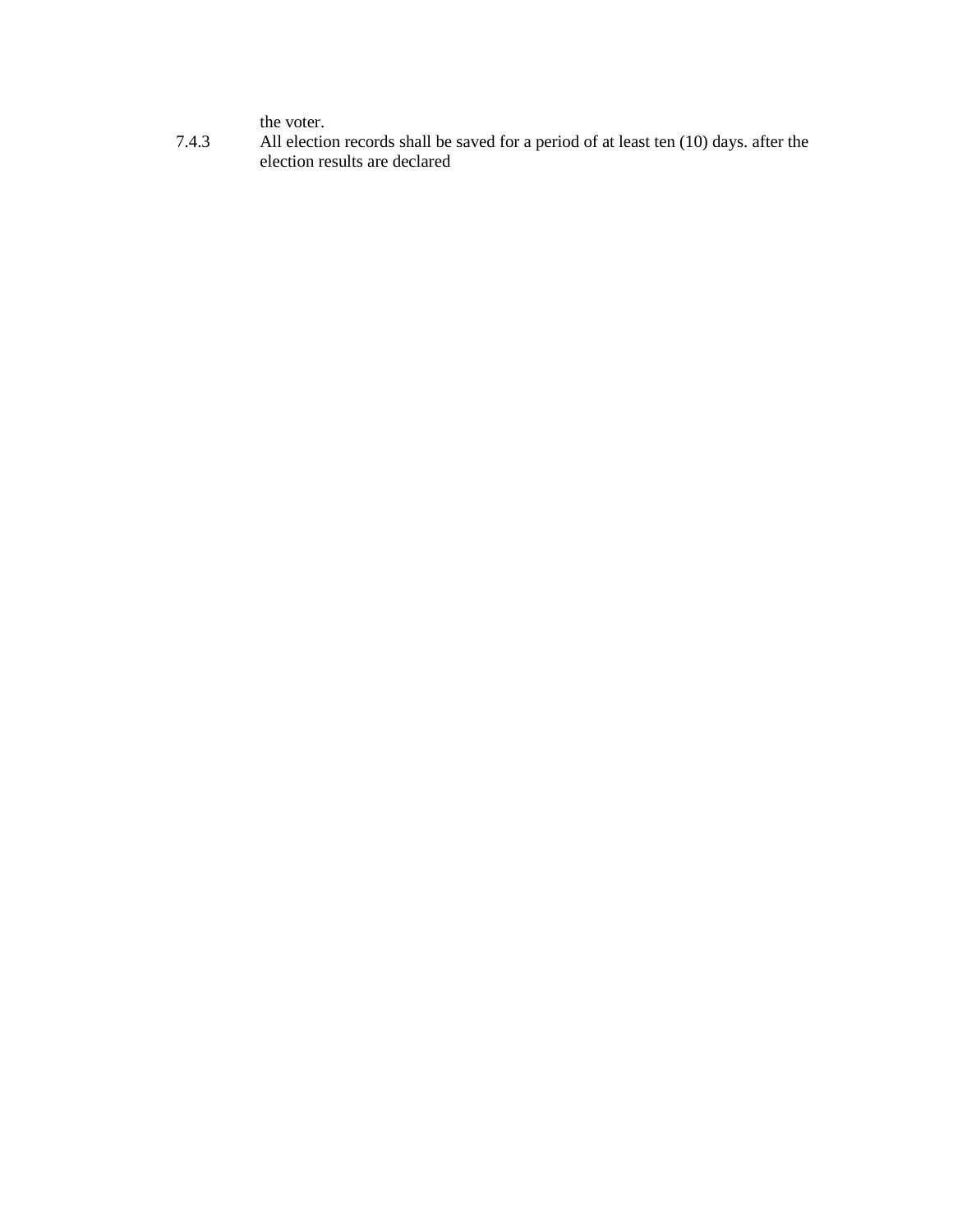the voter.

7.4.3 All election records shall be saved for a period of at least ten (10) days. after the election results are declared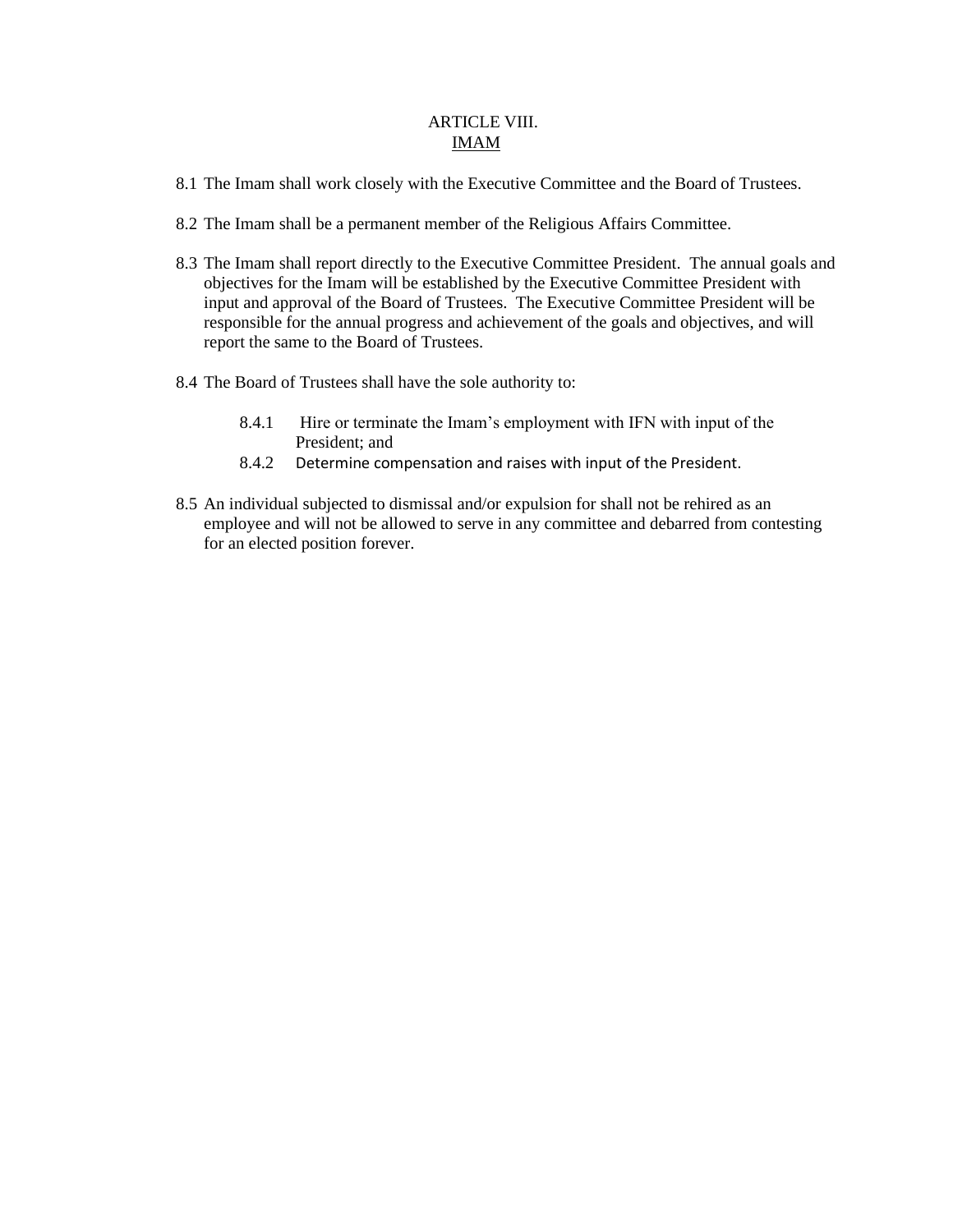# ARTICLE VIII.
## IMAM

8.1 The Imam shall work closely with the Executive Committee and the Board of Trustees.

8.2 The Imam shall be a permanent member of the Religious Affairs Committee.

8.3 The Imam shall report directly to the Executive Committee President. The annual goals and objectives for the Imam will be established by the Executive Committee President with input and approval of the Board of Trustees. The Executive Committee President will be responsible for the annual progress and achievement of the goals and objectives, and will report the same to the Board of Trustees.

8.4 The Board of Trustees shall have the sole authority to:

- 8.4.1 Hire or terminate the Imam's employment with IFN with input of the President; and
- 8.4.2 Determine compensation and raises with input of the President.

8.5 An individual subjected to dismissal and/or expulsion for shall not be rehired as an employee and will not be allowed to serve in any committee and debarred from contesting for an elected position forever.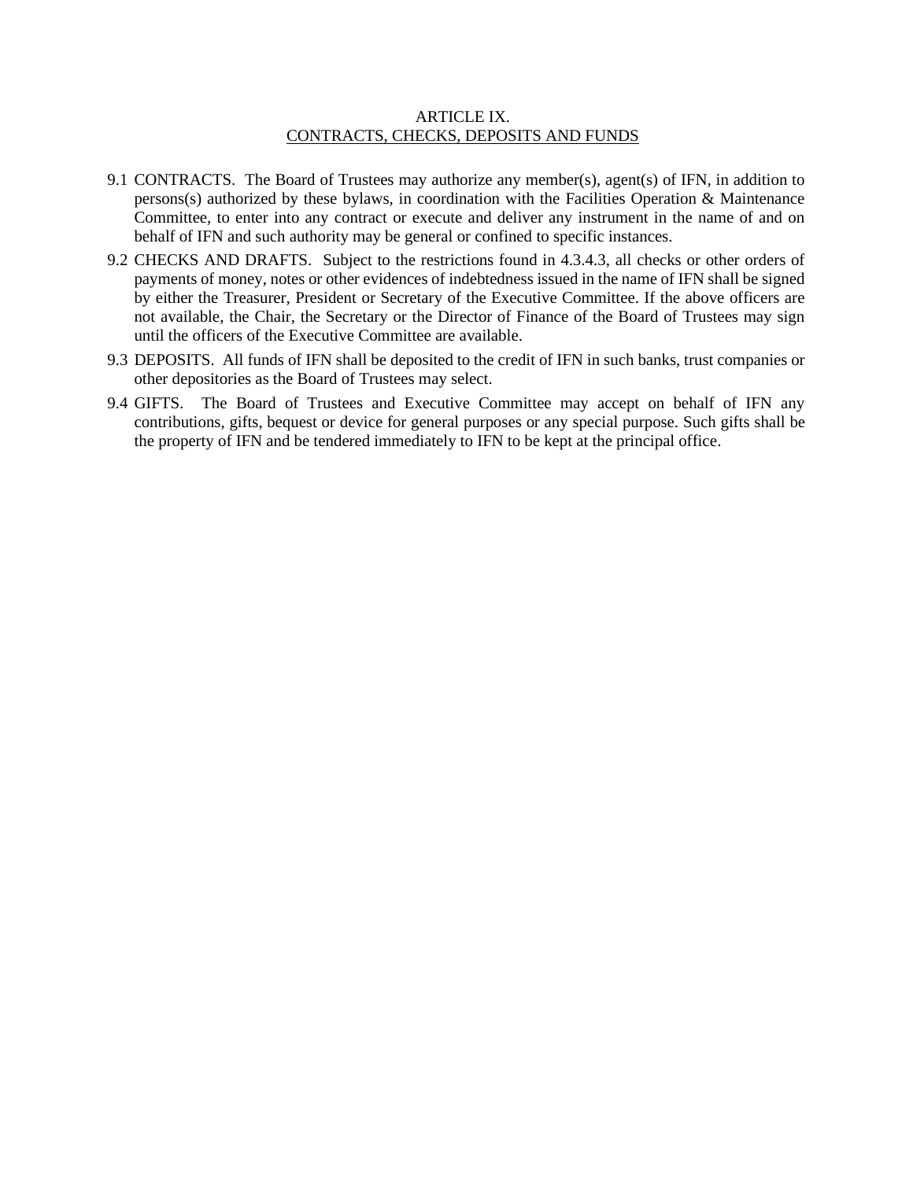## ARTICLE IX.
## CONTRACTS, CHECKS, DEPOSITS AND FUNDS

9.1 CONTRACTS. The Board of Trustees may authorize any member(s), agent(s) of IFN, in addition to persons(s) authorized by these bylaws, in coordination with the Facilities Operation & Maintenance Committee, to enter into any contract or execute and deliver any instrument in the name of and on behalf of IFN and such authority may be general or confined to specific instances.

9.2 CHECKS AND DRAFTS. Subject to the restrictions found in 4.3.4.3, all checks or other orders of payments of money, notes or other evidences of indebtedness issued in the name of IFN shall be signed by either the Treasurer, President or Secretary of the Executive Committee. If the above officers are not available, the Chair, the Secretary or the Director of Finance of the Board of Trustees may sign until the officers of the Executive Committee are available.

9.3 DEPOSITS. All funds of IFN shall be deposited to the credit of IFN in such banks, trust companies or other depositories as the Board of Trustees may select.

9.4 GIFTS. The Board of Trustees and Executive Committee may accept on behalf of IFN any contributions, gifts, bequest or device for general purposes or any special purpose. Such gifts shall be the property of IFN and be tendered immediately to IFN to be kept at the principal office.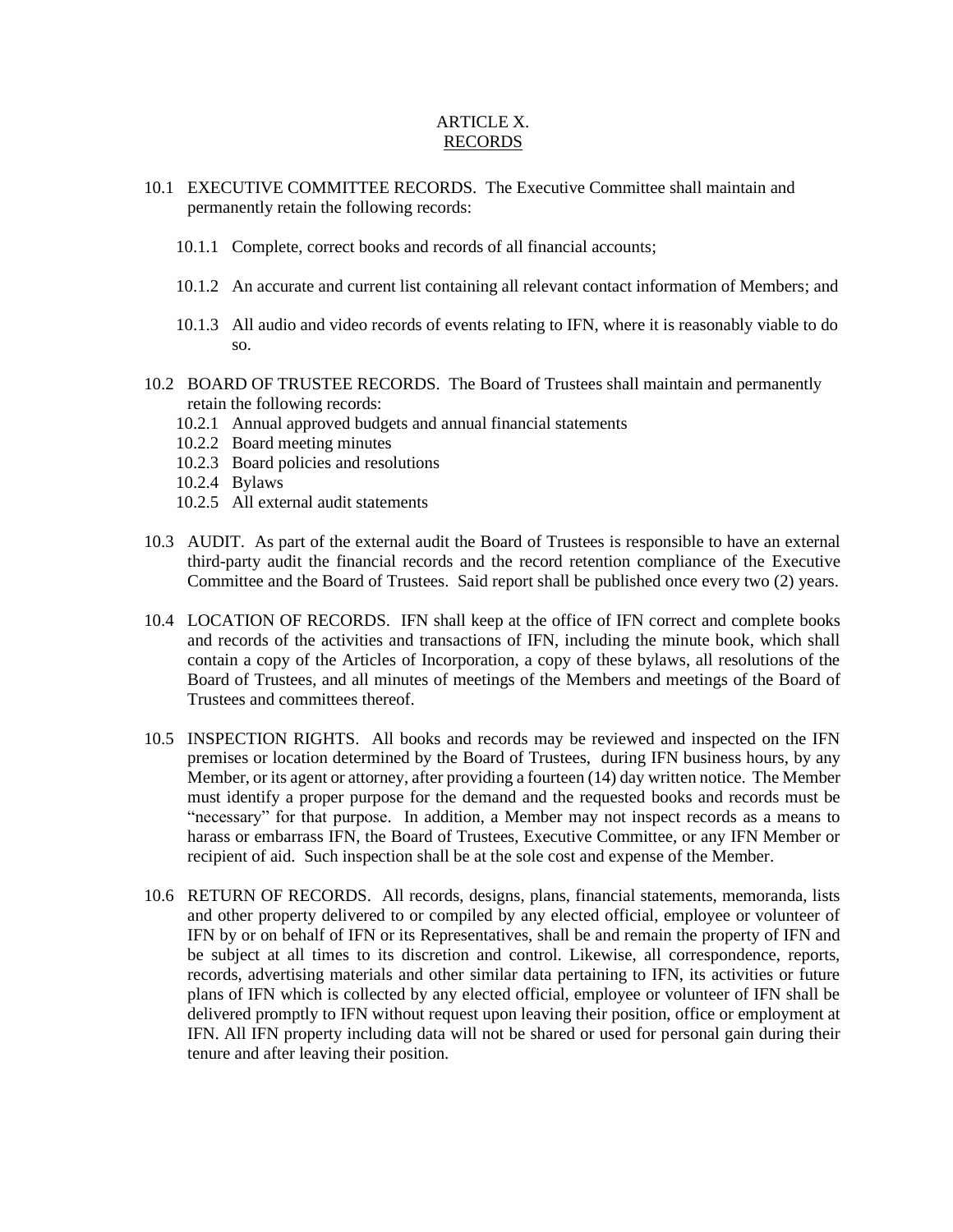# ARTICLE X.
## RECORDS

10.1 EXECUTIVE COMMITTEE RECORDS. The Executive Committee shall maintain and permanently retain the following records:

- 10.1.1 Complete, correct books and records of all financial accounts;
- 10.1.2 An accurate and current list containing all relevant contact information of Members; and
- 10.1.3 All audio and video records of events relating to IFN, where it is reasonably viable to do so.

10.2 BOARD OF TRUSTEE RECORDS. The Board of Trustees shall maintain and permanently retain the following records:

- 10.2.1 Annual approved budgets and annual financial statements
- 10.2.2 Board meeting minutes
- 10.2.3 Board policies and resolutions
- 10.2.4 Bylaws
- 10.2.5 All external audit statements

10.3 AUDIT. As part of the external audit the Board of Trustees is responsible to have an external third-party audit the financial records and the record retention compliance of the Executive Committee and the Board of Trustees. Said report shall be published once every two (2) years.

10.4 LOCATION OF RECORDS. IFN shall keep at the office of IFN correct and complete books and records of the activities and transactions of IFN, including the minute book, which shall contain a copy of the Articles of Incorporation, a copy of these bylaws, all resolutions of the Board of Trustees, and all minutes of meetings of the Members and meetings of the Board of Trustees and committees thereof.

10.5 INSPECTION RIGHTS. All books and records may be reviewed and inspected on the IFN premises or location determined by the Board of Trustees, during IFN business hours, by any Member, or its agent or attorney, after providing a fourteen (14) day written notice. The Member must identify a proper purpose for the demand and the requested books and records must be "necessary" for that purpose. In addition, a Member may not inspect records as a means to harass or embarrass IFN, the Board of Trustees, Executive Committee, or any IFN Member or recipient of aid. Such inspection shall be at the sole cost and expense of the Member.

10.6 RETURN OF RECORDS. All records, designs, plans, financial statements, memoranda, lists and other property delivered to or compiled by any elected official, employee or volunteer of IFN by or on behalf of IFN or its Representatives, shall be and remain the property of IFN and be subject at all times to its discretion and control. Likewise, all correspondence, reports, records, advertising materials and other similar data pertaining to IFN, its activities or future plans of IFN which is collected by any elected official, employee or volunteer of IFN shall be delivered promptly to IFN without request upon leaving their position, office or employment at IFN. All IFN property including data will not be shared or used for personal gain during their tenure and after leaving their position.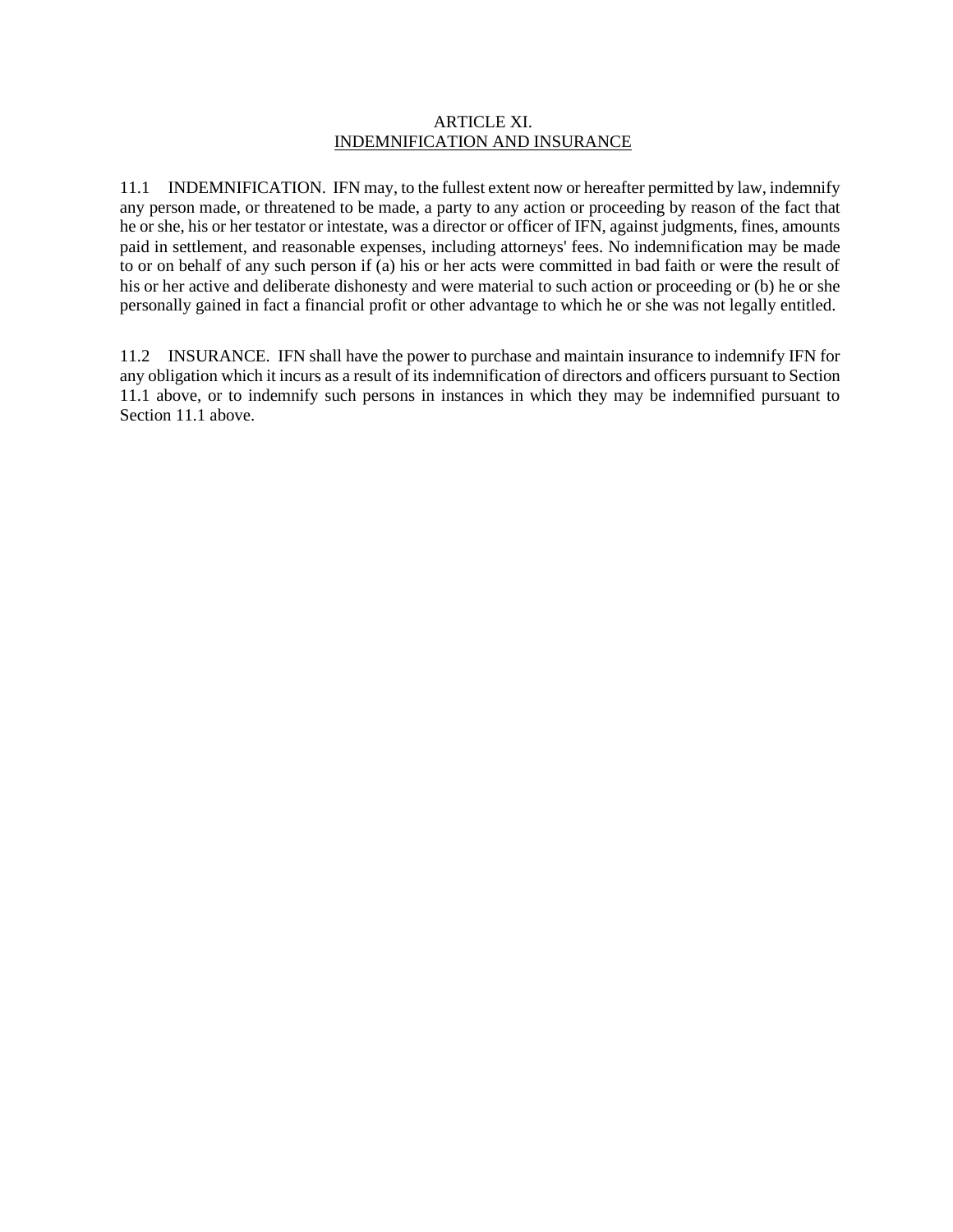# ARTICLE XI.
## INDEMNIFICATION AND INSURANCE

11.1 INDEMNIFICATION. IFN may, to the fullest extent now or hereafter permitted by law, indemnify any person made, or threatened to be made, a party to any action or proceeding by reason of the fact that he or she, his or her testator or intestate, was a director or officer of IFN, against judgments, fines, amounts paid in settlement, and reasonable expenses, including attorneys' fees. No indemnification may be made to or on behalf of any such person if (a) his or her acts were committed in bad faith or were the result of his or her active and deliberate dishonesty and were material to such action or proceeding or (b) he or she personally gained in fact a financial profit or other advantage to which he or she was not legally entitled.

11.2 INSURANCE. IFN shall have the power to purchase and maintain insurance to indemnify IFN for any obligation which it incurs as a result of its indemnification of directors and officers pursuant to Section 11.1 above, or to indemnify such persons in instances in which they may be indemnified pursuant to Section 11.1 above.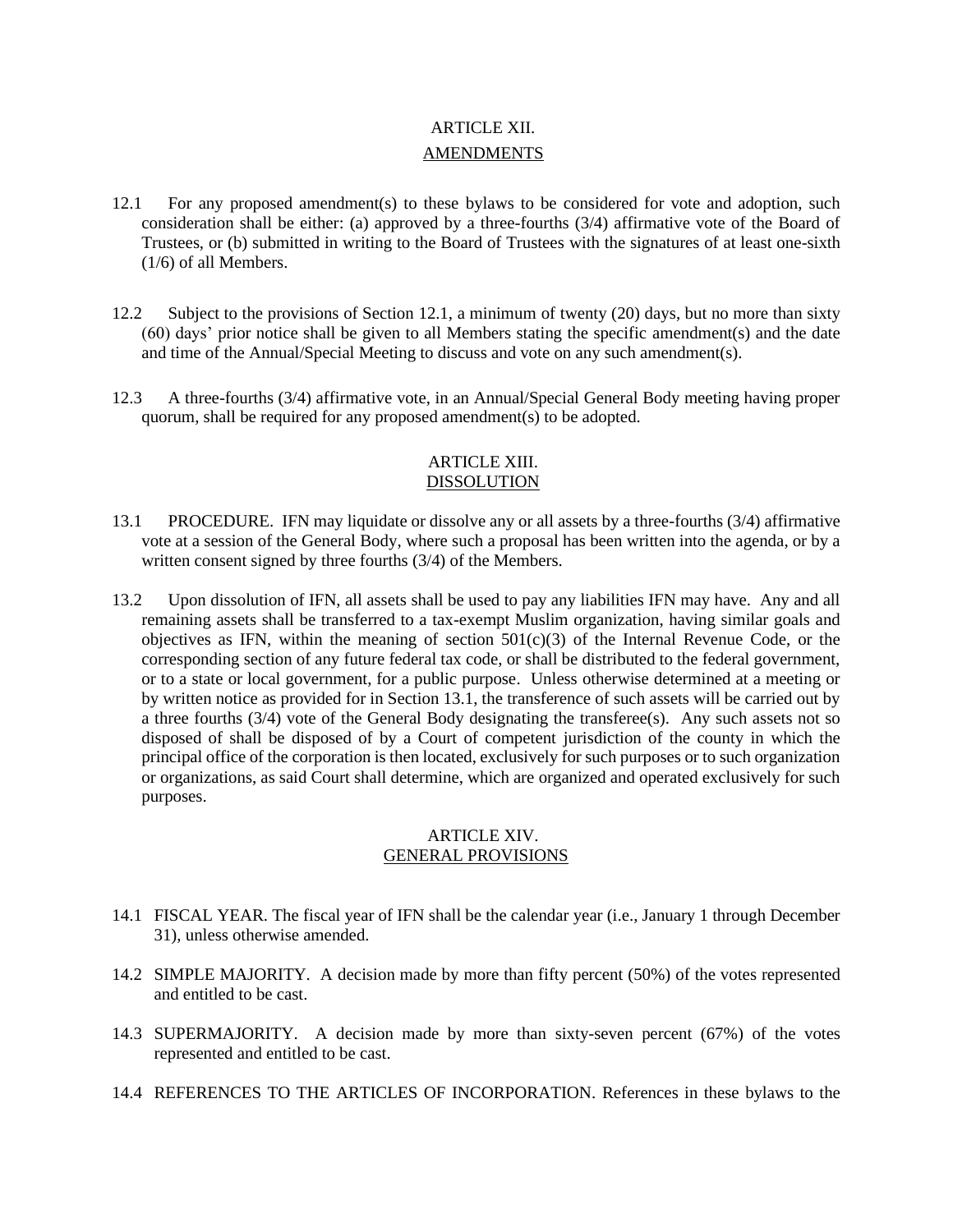## ARTICLE XII.
## AMENDMENTS

12.1 For any proposed amendment(s) to these bylaws to be considered for vote and adoption, such consideration shall be either: (a) approved by a three-fourths (3/4) affirmative vote of the Board of Trustees, or (b) submitted in writing to the Board of Trustees with the signatures of at least one-sixth (1/6) of all Members.

12.2 Subject to the provisions of Section 12.1, a minimum of twenty (20) days, but no more than sixty (60) days' prior notice shall be given to all Members stating the specific amendment(s) and the date and time of the Annual/Special Meeting to discuss and vote on any such amendment(s).

12.3 A three-fourths (3/4) affirmative vote, in an Annual/Special General Body meeting having proper quorum, shall be required for any proposed amendment(s) to be adopted.

## ARTICLE XIII.
## DISSOLUTION

13.1 PROCEDURE. IFN may liquidate or dissolve any or all assets by a three-fourths (3/4) affirmative vote at a session of the General Body, where such a proposal has been written into the agenda, or by a written consent signed by three fourths (3/4) of the Members.

13.2 Upon dissolution of IFN, all assets shall be used to pay any liabilities IFN may have. Any and all remaining assets shall be transferred to a tax-exempt Muslim organization, having similar goals and objectives as IFN, within the meaning of section 501(c)(3) of the Internal Revenue Code, or the corresponding section of any future federal tax code, or shall be distributed to the federal government, or to a state or local government, for a public purpose. Unless otherwise determined at a meeting or by written notice as provided for in Section 13.1, the transference of such assets will be carried out by a three fourths (3/4) vote of the General Body designating the transferee(s). Any such assets not so disposed of shall be disposed of by a Court of competent jurisdiction of the county in which the principal office of the corporation is then located, exclusively for such purposes or to such organization or organizations, as said Court shall determine, which are organized and operated exclusively for such purposes.

## ARTICLE XIV.
## GENERAL PROVISIONS

14.1 FISCAL YEAR. The fiscal year of IFN shall be the calendar year (i.e., January 1 through December 31), unless otherwise amended.

14.2 SIMPLE MAJORITY. A decision made by more than fifty percent (50%) of the votes represented and entitled to be cast.

14.3 SUPERMAJORITY. A decision made by more than sixty-seven percent (67%) of the votes represented and entitled to be cast.

14.4 REFERENCES TO THE ARTICLES OF INCORPORATION. References in these bylaws to the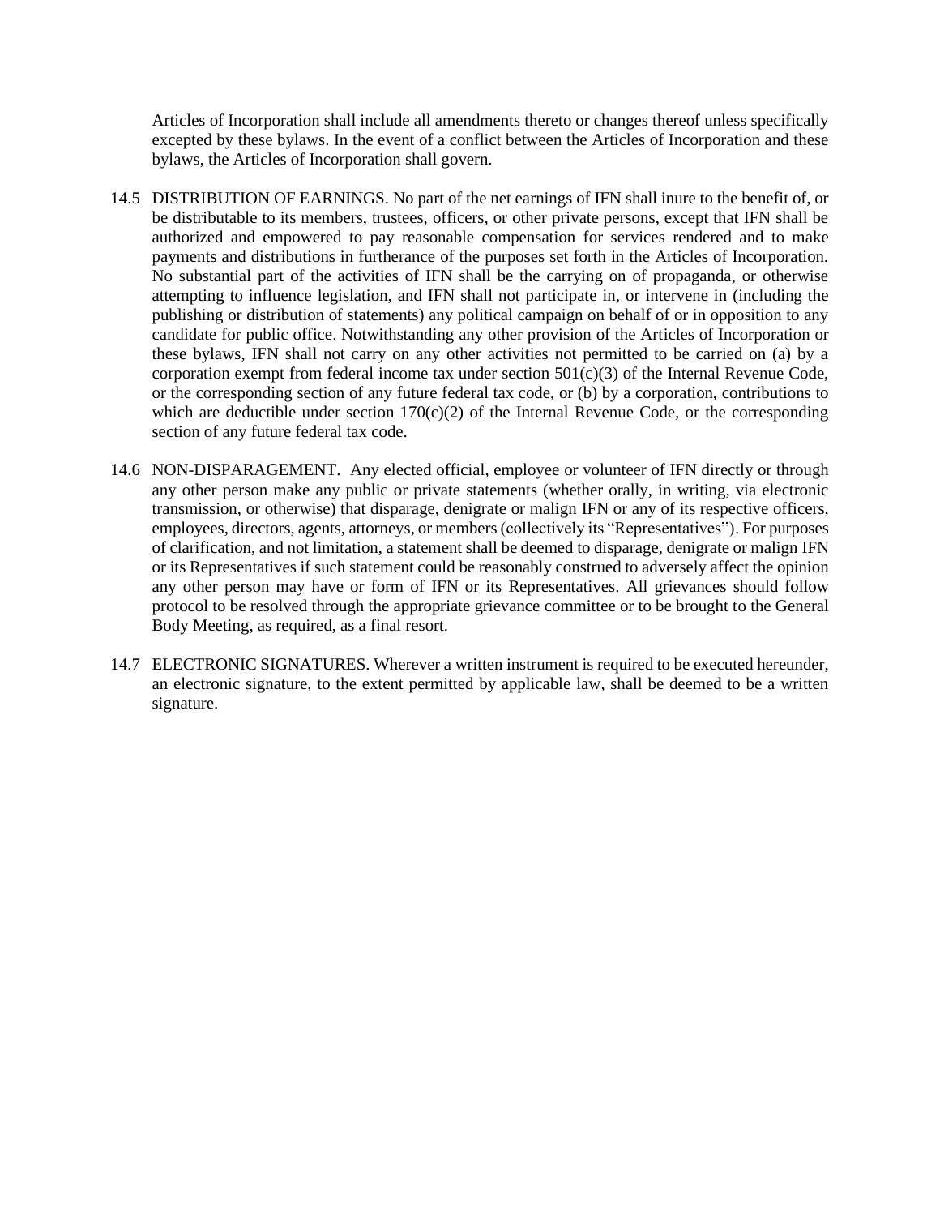Articles of Incorporation shall include all amendments thereto or changes thereof unless specifically excepted by these bylaws. In the event of a conflict between the Articles of Incorporation and these bylaws, the Articles of Incorporation shall govern.

14.5 DISTRIBUTION OF EARNINGS. No part of the net earnings of IFN shall inure to the benefit of, or be distributable to its members, trustees, officers, or other private persons, except that IFN shall be authorized and empowered to pay reasonable compensation for services rendered and to make payments and distributions in furtherance of the purposes set forth in the Articles of Incorporation. No substantial part of the activities of IFN shall be the carrying on of propaganda, or otherwise attempting to influence legislation, and IFN shall not participate in, or intervene in (including the publishing or distribution of statements) any political campaign on behalf of or in opposition to any candidate for public office. Notwithstanding any other provision of the Articles of Incorporation or these bylaws, IFN shall not carry on any other activities not permitted to be carried on (a) by a corporation exempt from federal income tax under section 501(c)(3) of the Internal Revenue Code, or the corresponding section of any future federal tax code, or (b) by a corporation, contributions to which are deductible under section 170(c)(2) of the Internal Revenue Code, or the corresponding section of any future federal tax code.

14.6 NON-DISPARAGEMENT. Any elected official, employee or volunteer of IFN directly or through any other person make any public or private statements (whether orally, in writing, via electronic transmission, or otherwise) that disparage, denigrate or malign IFN or any of its respective officers, employees, directors, agents, attorneys, or members (collectively its "Representatives"). For purposes of clarification, and not limitation, a statement shall be deemed to disparage, denigrate or malign IFN or its Representatives if such statement could be reasonably construed to adversely affect the opinion any other person may have or form of IFN or its Representatives. All grievances should follow protocol to be resolved through the appropriate grievance committee or to be brought to the General Body Meeting, as required, as a final resort.

14.7 ELECTRONIC SIGNATURES. Wherever a written instrument is required to be executed hereunder, an electronic signature, to the extent permitted by applicable law, shall be deemed to be a written signature.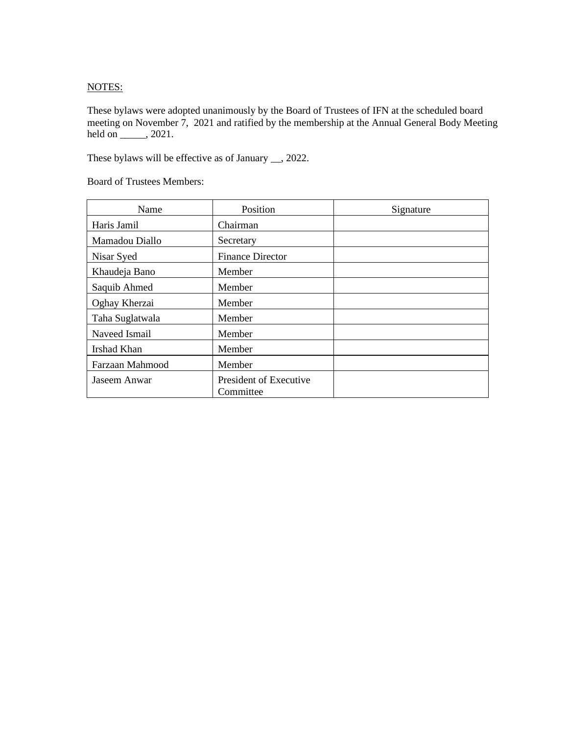<u>NOTES:</u>

These bylaws were adopted unanimously by the Board of Trustees of IFN at the scheduled board meeting on November 7,  2021 and ratified by the membership at the Annual General Body Meeting held on _____, 2021.

These bylaws will be effective as of January __, 2022.

Board of Trustees Members:

| Name | Position | Signature |
|---|---|---|
| Haris Jamil | Chairman | |
| Mamadou Diallo | Secretary | |
| Nisar Syed | Finance Director | |
| Khaudeja Bano | Member | |
| Saquib Ahmed | Member | |
| Oghay Kherzai | Member | |
| Taha Suglatwala | Member | |
| Naveed Ismail | Member | |
| Irshad Khan | Member | |
| Farzaan Mahmood | Member | |
| Jaseem Anwar | President of Executive Committee | |